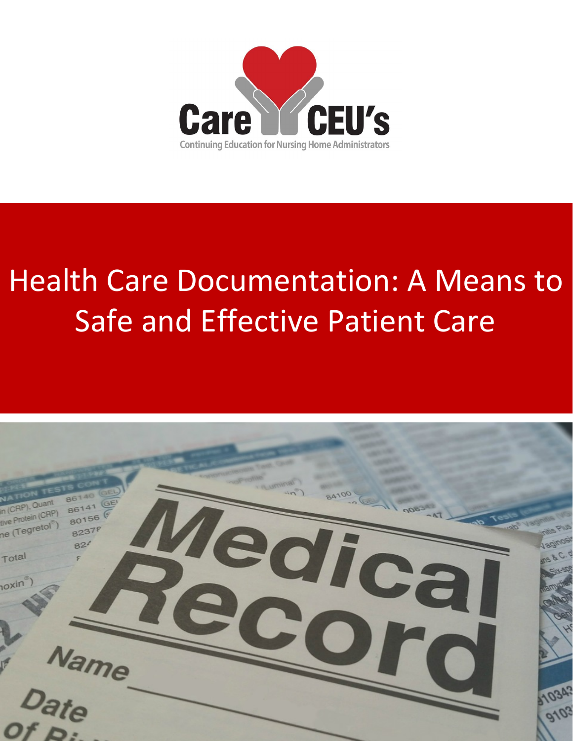Care CEU's

Continuing Education for Nursing Home Administrators

# Health Care Documentation: A Means to Safe and Effective Patient Care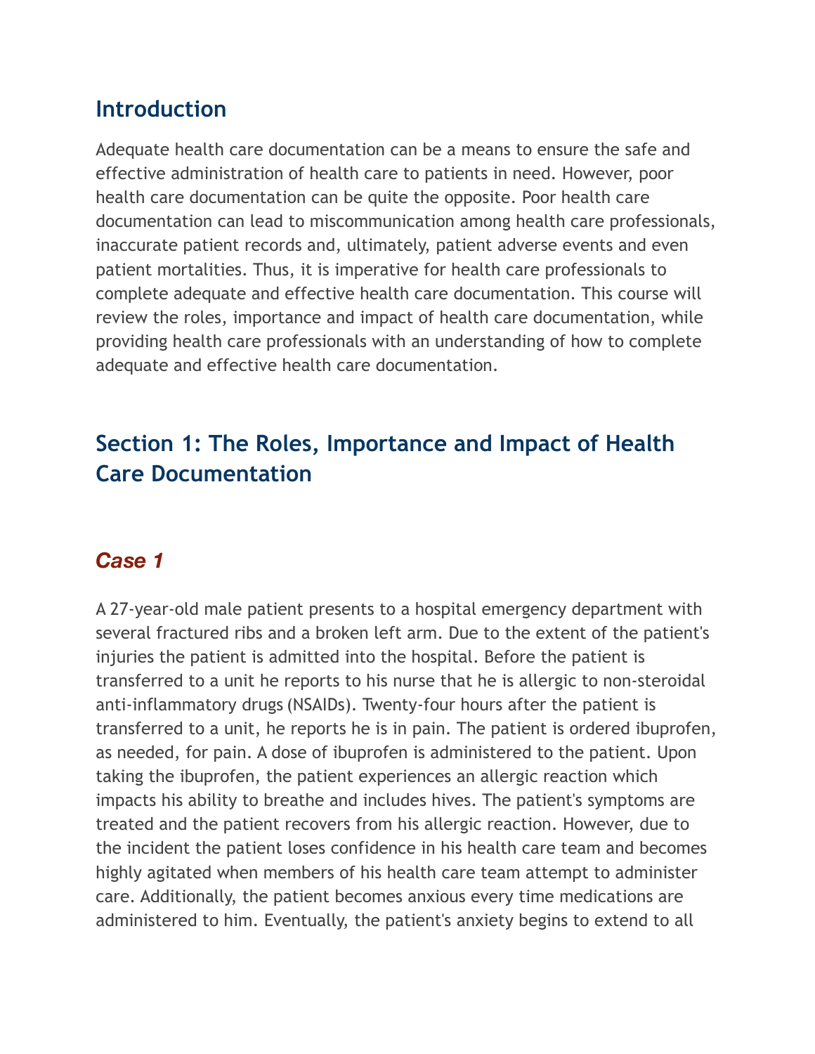## Introduction

Adequate health care documentation can be a means to ensure the safe and effective administration of health care to patients in need. However, poor health care documentation can be quite the opposite. Poor health care documentation can lead to miscommunication among health care professionals, inaccurate patient records and, ultimately, patient adverse events and even patient mortalities. Thus, it is imperative for health care professionals to complete adequate and effective health care documentation. This course will review the roles, importance and impact of health care documentation, while providing health care professionals with an understanding of how to complete adequate and effective health care documentation.

## Section 1: The Roles, Importance and Impact of Health Care Documentation

### *Case 1*

A 27-year-old male patient presents to a hospital emergency department with several fractured ribs and a broken left arm. Due to the extent of the patient's injuries the patient is admitted into the hospital. Before the patient is transferred to a unit he reports to his nurse that he is allergic to non-steroidal anti-inflammatory drugs (NSAIDs). Twenty-four hours after the patient is transferred to a unit, he reports he is in pain. The patient is ordered ibuprofen, as needed, for pain. A dose of ibuprofen is administered to the patient. Upon taking the ibuprofen, the patient experiences an allergic reaction which impacts his ability to breathe and includes hives. The patient's symptoms are treated and the patient recovers from his allergic reaction. However, due to the incident the patient loses confidence in his health care team and becomes highly agitated when members of his health care team attempt to administer care. Additionally, the patient becomes anxious every time medications are administered to him. Eventually, the patient's anxiety begins to extend to all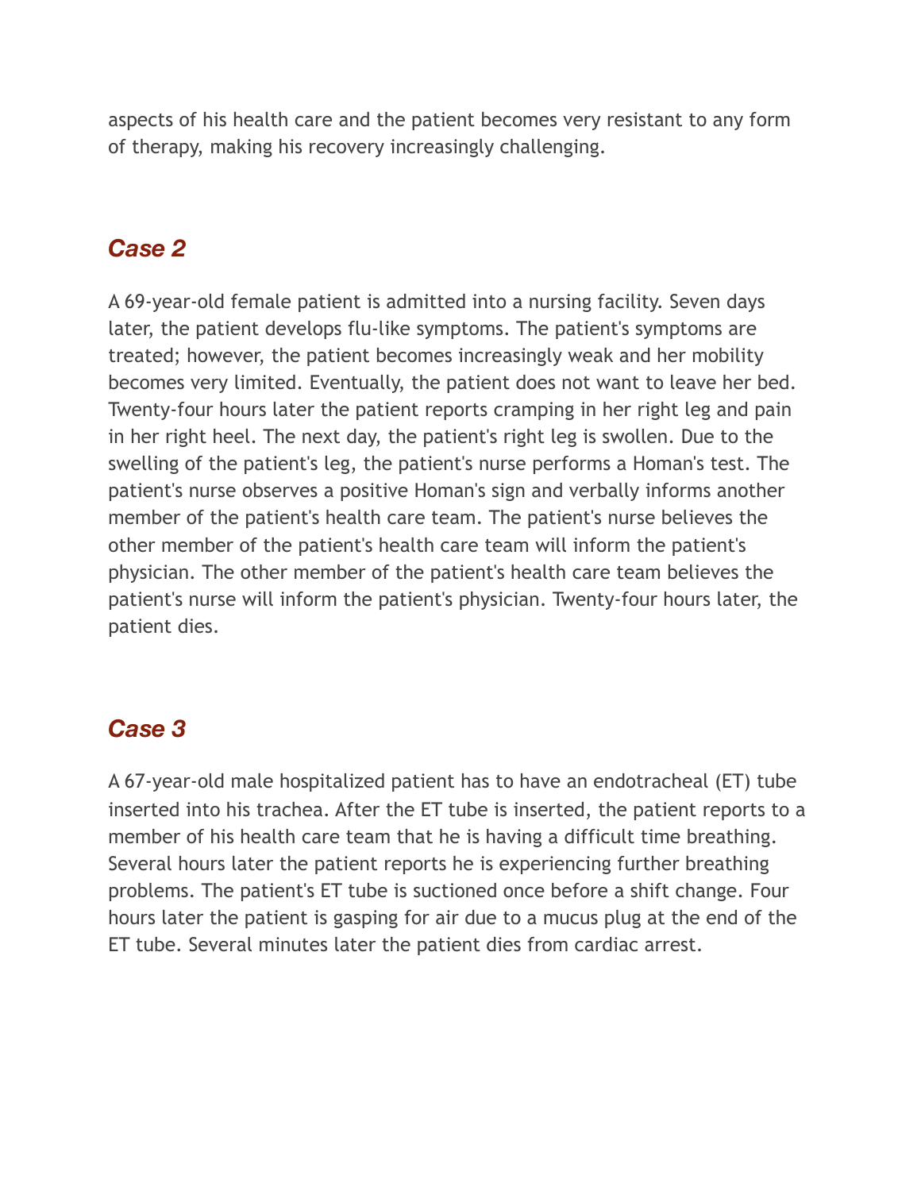aspects of his health care and the patient becomes very resistant to any form of therapy, making his recovery increasingly challenging.

## *Case 2*

A 69-year-old female patient is admitted into a nursing facility. Seven days later, the patient develops flu-like symptoms. The patient's symptoms are treated; however, the patient becomes increasingly weak and her mobility becomes very limited. Eventually, the patient does not want to leave her bed. Twenty-four hours later the patient reports cramping in her right leg and pain in her right heel. The next day, the patient's right leg is swollen. Due to the swelling of the patient's leg, the patient's nurse performs a Homan's test. The patient's nurse observes a positive Homan's sign and verbally informs another member of the patient's health care team. The patient's nurse believes the other member of the patient's health care team will inform the patient's physician. The other member of the patient's health care team believes the patient's nurse will inform the patient's physician. Twenty-four hours later, the patient dies.

## *Case 3*

A 67-year-old male hospitalized patient has to have an endotracheal (ET) tube inserted into his trachea. After the ET tube is inserted, the patient reports to a member of his health care team that he is having a difficult time breathing. Several hours later the patient reports he is experiencing further breathing problems. The patient's ET tube is suctioned once before a shift change. Four hours later the patient is gasping for air due to a mucus plug at the end of the ET tube. Several minutes later the patient dies from cardiac arrest.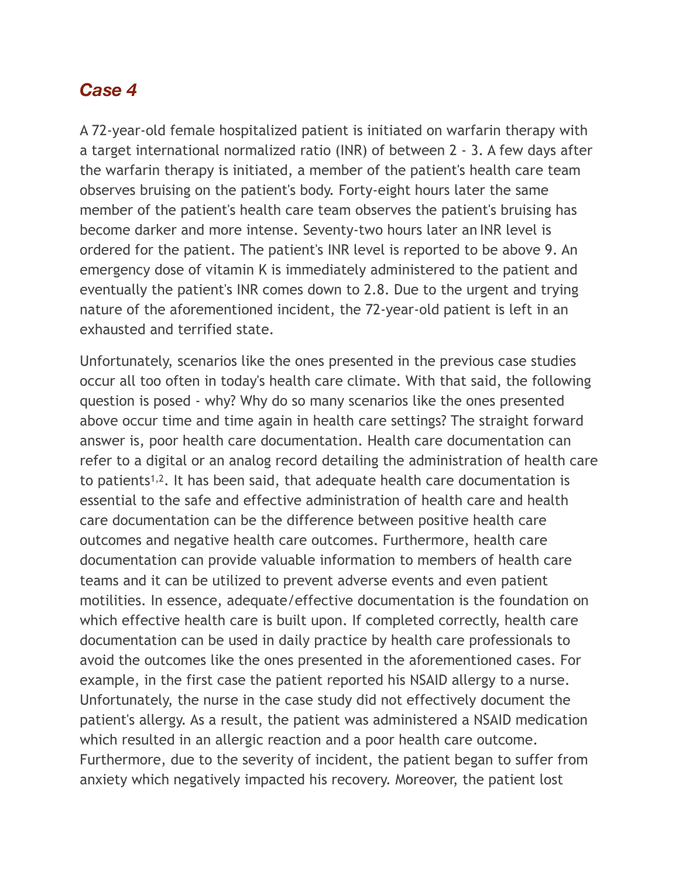## *Case 4*

A 72-year-old female hospitalized patient is initiated on warfarin therapy with a target international normalized ratio (INR) of between 2 - 3. A few days after the warfarin therapy is initiated, a member of the patient's health care team observes bruising on the patient's body. Forty-eight hours later the same member of the patient's health care team observes the patient's bruising has become darker and more intense. Seventy-two hours later an INR level is ordered for the patient. The patient's INR level is reported to be above 9. An emergency dose of vitamin K is immediately administered to the patient and eventually the patient's INR comes down to 2.8. Due to the urgent and trying nature of the aforementioned incident, the 72-year-old patient is left in an exhausted and terrified state.

Unfortunately, scenarios like the ones presented in the previous case studies occur all too often in today's health care climate. With that said, the following question is posed - why? Why do so many scenarios like the ones presented above occur time and time again in health care settings? The straight forward answer is, poor health care documentation. Health care documentation can refer to a digital or an analog record detailing the administration of health care to patients[1,2]. It has been said, that adequate health care documentation is essential to the safe and effective administration of health care and health care documentation can be the difference between positive health care outcomes and negative health care outcomes. Furthermore, health care documentation can provide valuable information to members of health care teams and it can be utilized to prevent adverse events and even patient motilities. In essence, adequate/effective documentation is the foundation on which effective health care is built upon. If completed correctly, health care documentation can be used in daily practice by health care professionals to avoid the outcomes like the ones presented in the aforementioned cases. For example, in the first case the patient reported his NSAID allergy to a nurse. Unfortunately, the nurse in the case study did not effectively document the patient's allergy. As a result, the patient was administered a NSAID medication which resulted in an allergic reaction and a poor health care outcome. Furthermore, due to the severity of incident, the patient began to suffer from anxiety which negatively impacted his recovery. Moreover, the patient lost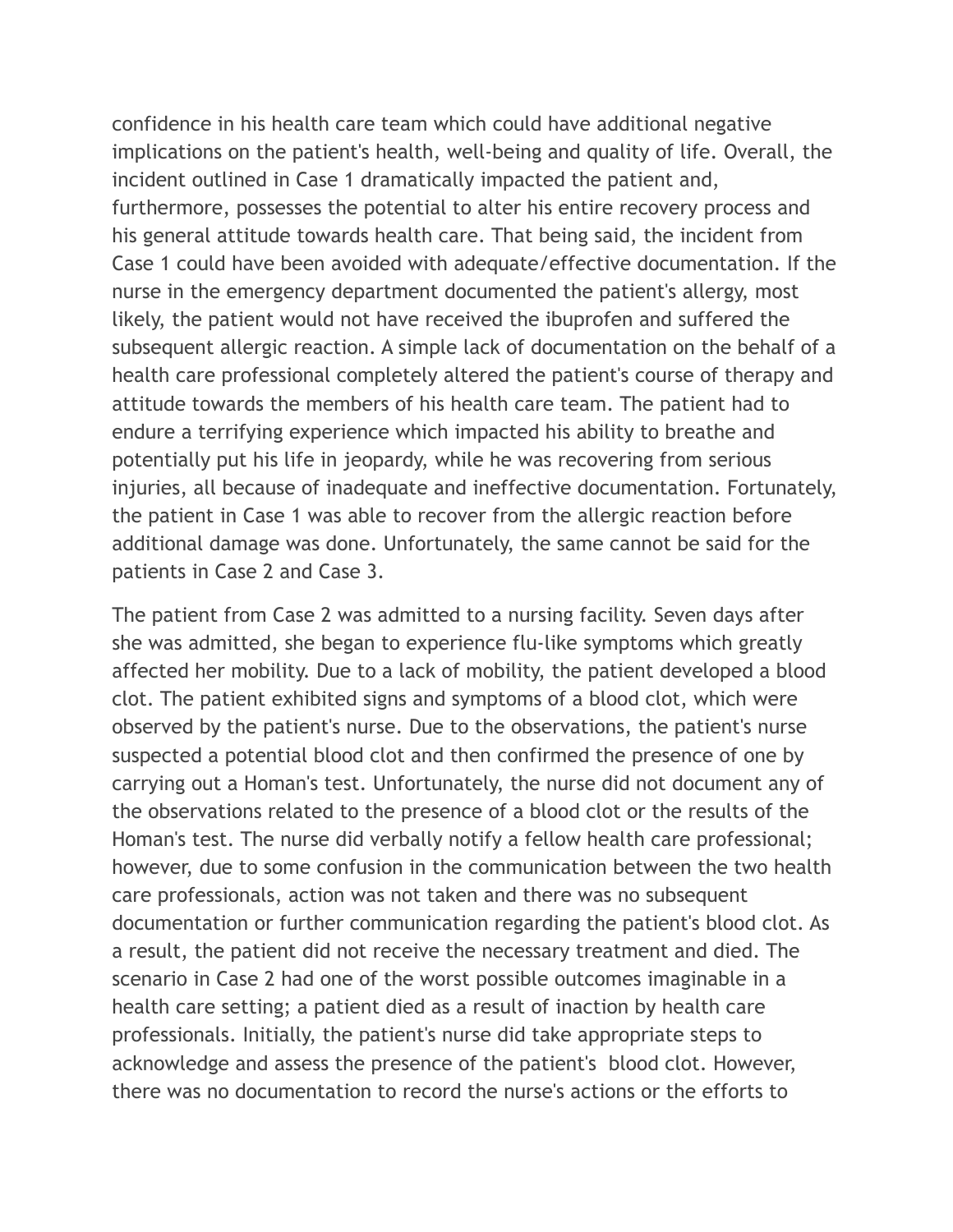confidence in his health care team which could have additional negative implications on the patient's health, well-being and quality of life. Overall, the incident outlined in Case 1 dramatically impacted the patient and, furthermore, possesses the potential to alter his entire recovery process and his general attitude towards health care. That being said, the incident from Case 1 could have been avoided with adequate/effective documentation. If the nurse in the emergency department documented the patient's allergy, most likely, the patient would not have received the ibuprofen and suffered the subsequent allergic reaction. A simple lack of documentation on the behalf of a health care professional completely altered the patient's course of therapy and attitude towards the members of his health care team. The patient had to endure a terrifying experience which impacted his ability to breathe and potentially put his life in jeopardy, while he was recovering from serious injuries, all because of inadequate and ineffective documentation. Fortunately, the patient in Case 1 was able to recover from the allergic reaction before additional damage was done. Unfortunately, the same cannot be said for the patients in Case 2 and Case 3.

The patient from Case 2 was admitted to a nursing facility. Seven days after she was admitted, she began to experience flu-like symptoms which greatly affected her mobility. Due to a lack of mobility, the patient developed a blood clot. The patient exhibited signs and symptoms of a blood clot, which were observed by the patient's nurse. Due to the observations, the patient's nurse suspected a potential blood clot and then confirmed the presence of one by carrying out a Homan's test. Unfortunately, the nurse did not document any of the observations related to the presence of a blood clot or the results of the Homan's test. The nurse did verbally notify a fellow health care professional; however, due to some confusion in the communication between the two health care professionals, action was not taken and there was no subsequent documentation or further communication regarding the patient's blood clot. As a result, the patient did not receive the necessary treatment and died. The scenario in Case 2 had one of the worst possible outcomes imaginable in a health care setting; a patient died as a result of inaction by health care professionals. Initially, the patient's nurse did take appropriate steps to acknowledge and assess the presence of the patient's blood clot. However, there was no documentation to record the nurse's actions or the efforts to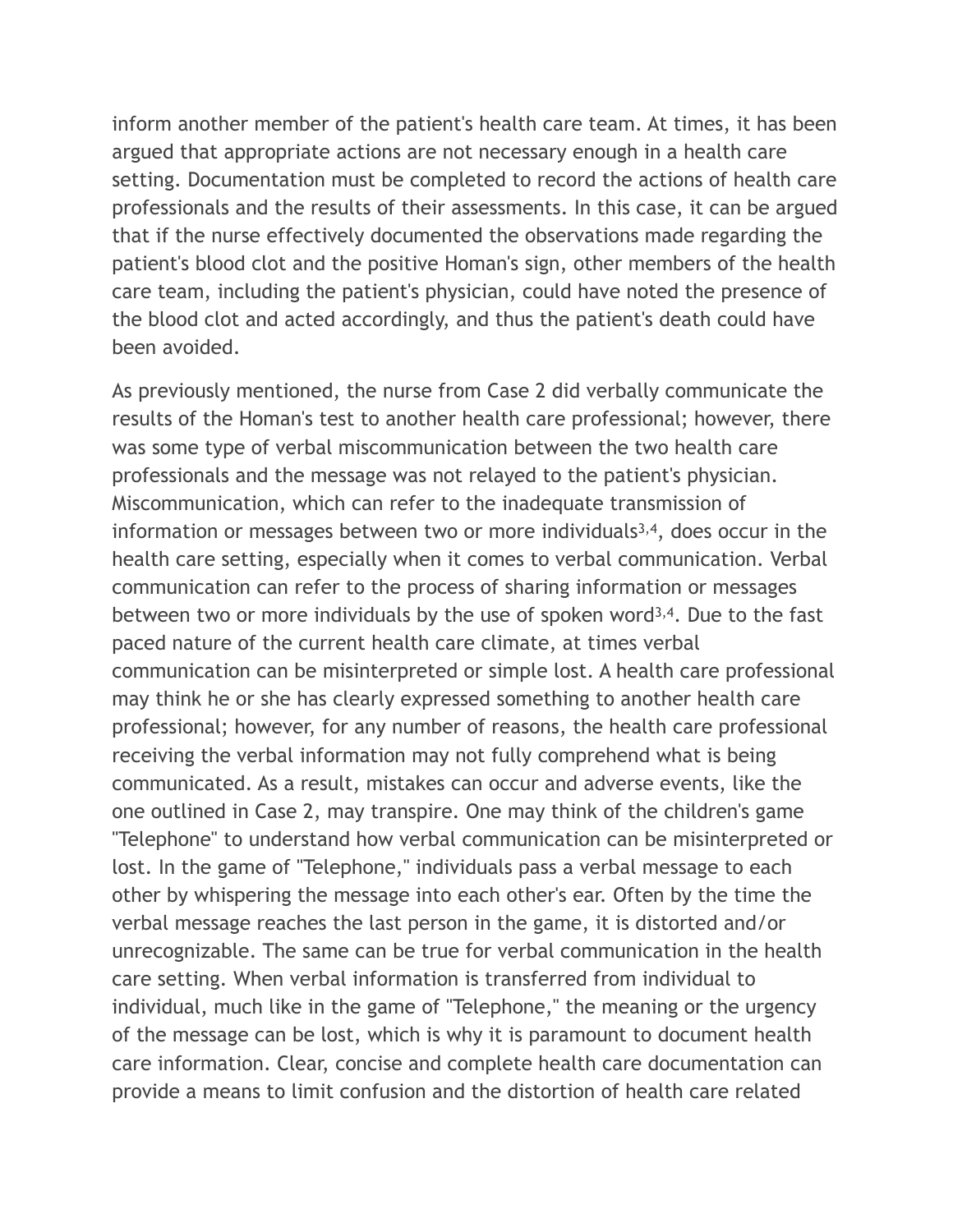inform another member of the patient's health care team. At times, it has been argued that appropriate actions are not necessary enough in a health care setting. Documentation must be completed to record the actions of health care professionals and the results of their assessments. In this case, it can be argued that if the nurse effectively documented the observations made regarding the patient's blood clot and the positive Homan's sign, other members of the health care team, including the patient's physician, could have noted the presence of the blood clot and acted accordingly, and thus the patient's death could have been avoided.

As previously mentioned, the nurse from Case 2 did verbally communicate the results of the Homan's test to another health care professional; however, there was some type of verbal miscommunication between the two health care professionals and the message was not relayed to the patient's physician. Miscommunication, which can refer to the inadequate transmission of information or messages between two or more individuals[3,4], does occur in the health care setting, especially when it comes to verbal communication. Verbal communication can refer to the process of sharing information or messages between two or more individuals by the use of spoken word[3,4]. Due to the fast paced nature of the current health care climate, at times verbal communication can be misinterpreted or simple lost. A health care professional may think he or she has clearly expressed something to another health care professional; however, for any number of reasons, the health care professional receiving the verbal information may not fully comprehend what is being communicated. As a result, mistakes can occur and adverse events, like the one outlined in Case 2, may transpire. One may think of the children's game "Telephone" to understand how verbal communication can be misinterpreted or lost. In the game of "Telephone," individuals pass a verbal message to each other by whispering the message into each other's ear. Often by the time the verbal message reaches the last person in the game, it is distorted and/or unrecognizable. The same can be true for verbal communication in the health care setting. When verbal information is transferred from individual to individual, much like in the game of "Telephone," the meaning or the urgency of the message can be lost, which is why it is paramount to document health care information. Clear, concise and complete health care documentation can provide a means to limit confusion and the distortion of health care related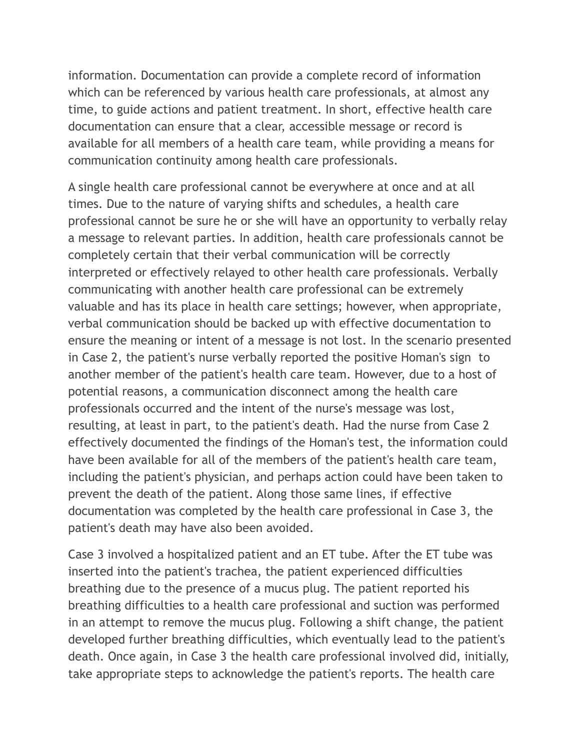information. Documentation can provide a complete record of information which can be referenced by various health care professionals, at almost any time, to guide actions and patient treatment. In short, effective health care documentation can ensure that a clear, accessible message or record is available for all members of a health care team, while providing a means for communication continuity among health care professionals.

A single health care professional cannot be everywhere at once and at all times. Due to the nature of varying shifts and schedules, a health care professional cannot be sure he or she will have an opportunity to verbally relay a message to relevant parties. In addition, health care professionals cannot be completely certain that their verbal communication will be correctly interpreted or effectively relayed to other health care professionals. Verbally communicating with another health care professional can be extremely valuable and has its place in health care settings; however, when appropriate, verbal communication should be backed up with effective documentation to ensure the meaning or intent of a message is not lost. In the scenario presented in Case 2, the patient's nurse verbally reported the positive Homan's sign to another member of the patient's health care team. However, due to a host of potential reasons, a communication disconnect among the health care professionals occurred and the intent of the nurse's message was lost, resulting, at least in part, to the patient's death. Had the nurse from Case 2 effectively documented the findings of the Homan's test, the information could have been available for all of the members of the patient's health care team, including the patient's physician, and perhaps action could have been taken to prevent the death of the patient. Along those same lines, if effective documentation was completed by the health care professional in Case 3, the patient's death may have also been avoided.

Case 3 involved a hospitalized patient and an ET tube. After the ET tube was inserted into the patient's trachea, the patient experienced difficulties breathing due to the presence of a mucus plug. The patient reported his breathing difficulties to a health care professional and suction was performed in an attempt to remove the mucus plug. Following a shift change, the patient developed further breathing difficulties, which eventually lead to the patient's death. Once again, in Case 3 the health care professional involved did, initially, take appropriate steps to acknowledge the patient's reports. The health care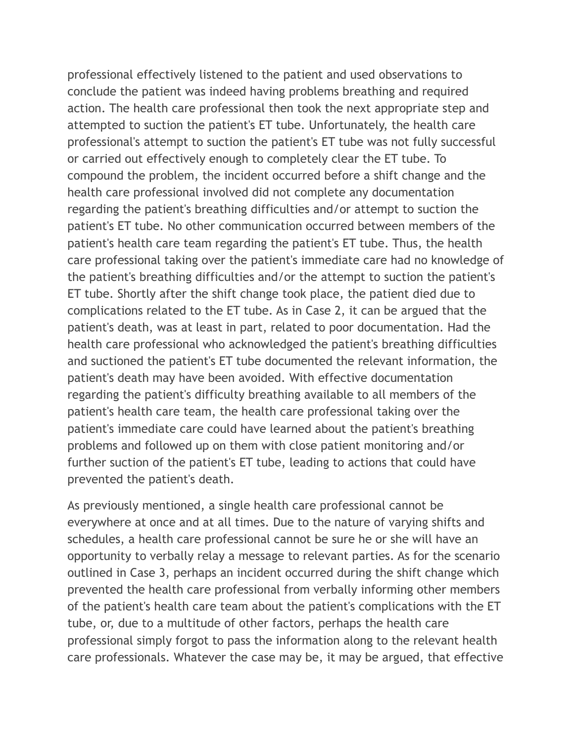professional effectively listened to the patient and used observations to conclude the patient was indeed having problems breathing and required action. The health care professional then took the next appropriate step and attempted to suction the patient's ET tube. Unfortunately, the health care professional's attempt to suction the patient's ET tube was not fully successful or carried out effectively enough to completely clear the ET tube. To compound the problem, the incident occurred before a shift change and the health care professional involved did not complete any documentation regarding the patient's breathing difficulties and/or attempt to suction the patient's ET tube. No other communication occurred between members of the patient's health care team regarding the patient's ET tube. Thus, the health care professional taking over the patient's immediate care had no knowledge of the patient's breathing difficulties and/or the attempt to suction the patient's ET tube. Shortly after the shift change took place, the patient died due to complications related to the ET tube. As in Case 2, it can be argued that the patient's death, was at least in part, related to poor documentation. Had the health care professional who acknowledged the patient's breathing difficulties and suctioned the patient's ET tube documented the relevant information, the patient's death may have been avoided. With effective documentation regarding the patient's difficulty breathing available to all members of the patient's health care team, the health care professional taking over the patient's immediate care could have learned about the patient's breathing problems and followed up on them with close patient monitoring and/or further suction of the patient's ET tube, leading to actions that could have prevented the patient's death.

As previously mentioned, a single health care professional cannot be everywhere at once and at all times. Due to the nature of varying shifts and schedules, a health care professional cannot be sure he or she will have an opportunity to verbally relay a message to relevant parties. As for the scenario outlined in Case 3, perhaps an incident occurred during the shift change which prevented the health care professional from verbally informing other members of the patient's health care team about the patient's complications with the ET tube, or, due to a multitude of other factors, perhaps the health care professional simply forgot to pass the information along to the relevant health care professionals. Whatever the case may be, it may be argued, that effective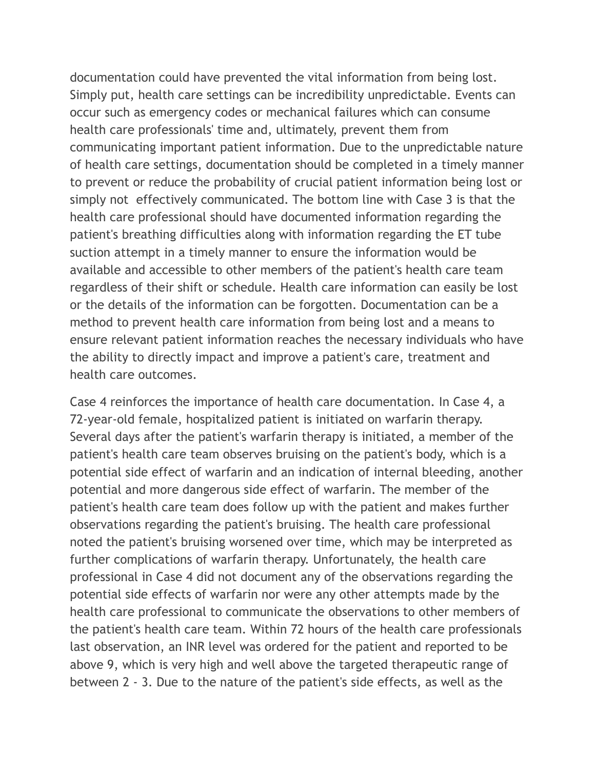documentation could have prevented the vital information from being lost. Simply put, health care settings can be incredibility unpredictable. Events can occur such as emergency codes or mechanical failures which can consume health care professionals' time and, ultimately, prevent them from communicating important patient information. Due to the unpredictable nature of health care settings, documentation should be completed in a timely manner to prevent or reduce the probability of crucial patient information being lost or simply not effectively communicated. The bottom line with Case 3 is that the health care professional should have documented information regarding the patient's breathing difficulties along with information regarding the ET tube suction attempt in a timely manner to ensure the information would be available and accessible to other members of the patient's health care team regardless of their shift or schedule. Health care information can easily be lost or the details of the information can be forgotten. Documentation can be a method to prevent health care information from being lost and a means to ensure relevant patient information reaches the necessary individuals who have the ability to directly impact and improve a patient's care, treatment and health care outcomes.

Case 4 reinforces the importance of health care documentation. In Case 4, a 72-year-old female, hospitalized patient is initiated on warfarin therapy. Several days after the patient's warfarin therapy is initiated, a member of the patient's health care team observes bruising on the patient's body, which is a potential side effect of warfarin and an indication of internal bleeding, another potential and more dangerous side effect of warfarin. The member of the patient's health care team does follow up with the patient and makes further observations regarding the patient's bruising. The health care professional noted the patient's bruising worsened over time, which may be interpreted as further complications of warfarin therapy. Unfortunately, the health care professional in Case 4 did not document any of the observations regarding the potential side effects of warfarin nor were any other attempts made by the health care professional to communicate the observations to other members of the patient's health care team. Within 72 hours of the health care professionals last observation, an INR level was ordered for the patient and reported to be above 9, which is very high and well above the targeted therapeutic range of between 2 - 3. Due to the nature of the patient's side effects, as well as the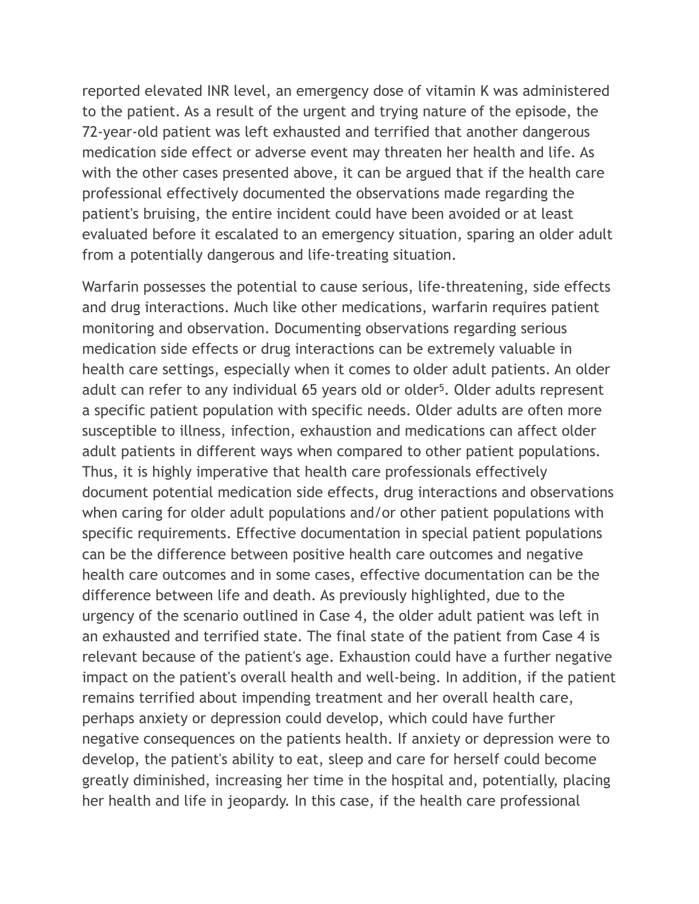reported elevated INR level, an emergency dose of vitamin K was administered to the patient. As a result of the urgent and trying nature of the episode, the 72-year-old patient was left exhausted and terrified that another dangerous medication side effect or adverse event may threaten her health and life. As with the other cases presented above, it can be argued that if the health care professional effectively documented the observations made regarding the patient's bruising, the entire incident could have been avoided or at least evaluated before it escalated to an emergency situation, sparing an older adult from a potentially dangerous and life-treating situation.

Warfarin possesses the potential to cause serious, life-threatening, side effects and drug interactions. Much like other medications, warfarin requires patient monitoring and observation. Documenting observations regarding serious medication side effects or drug interactions can be extremely valuable in health care settings, especially when it comes to older adult patients. An older adult can refer to any individual 65 years old or older[5]. Older adults represent a specific patient population with specific needs. Older adults are often more susceptible to illness, infection, exhaustion and medications can affect older adult patients in different ways when compared to other patient populations. Thus, it is highly imperative that health care professionals effectively document potential medication side effects, drug interactions and observations when caring for older adult populations and/or other patient populations with specific requirements. Effective documentation in special patient populations can be the difference between positive health care outcomes and negative health care outcomes and in some cases, effective documentation can be the difference between life and death. As previously highlighted, due to the urgency of the scenario outlined in Case 4, the older adult patient was left in an exhausted and terrified state. The final state of the patient from Case 4 is relevant because of the patient's age. Exhaustion could have a further negative impact on the patient's overall health and well-being. In addition, if the patient remains terrified about impending treatment and her overall health care, perhaps anxiety or depression could develop, which could have further negative consequences on the patients health. If anxiety or depression were to develop, the patient's ability to eat, sleep and care for herself could become greatly diminished, increasing her time in the hospital and, potentially, placing her health and life in jeopardy. In this case, if the health care professional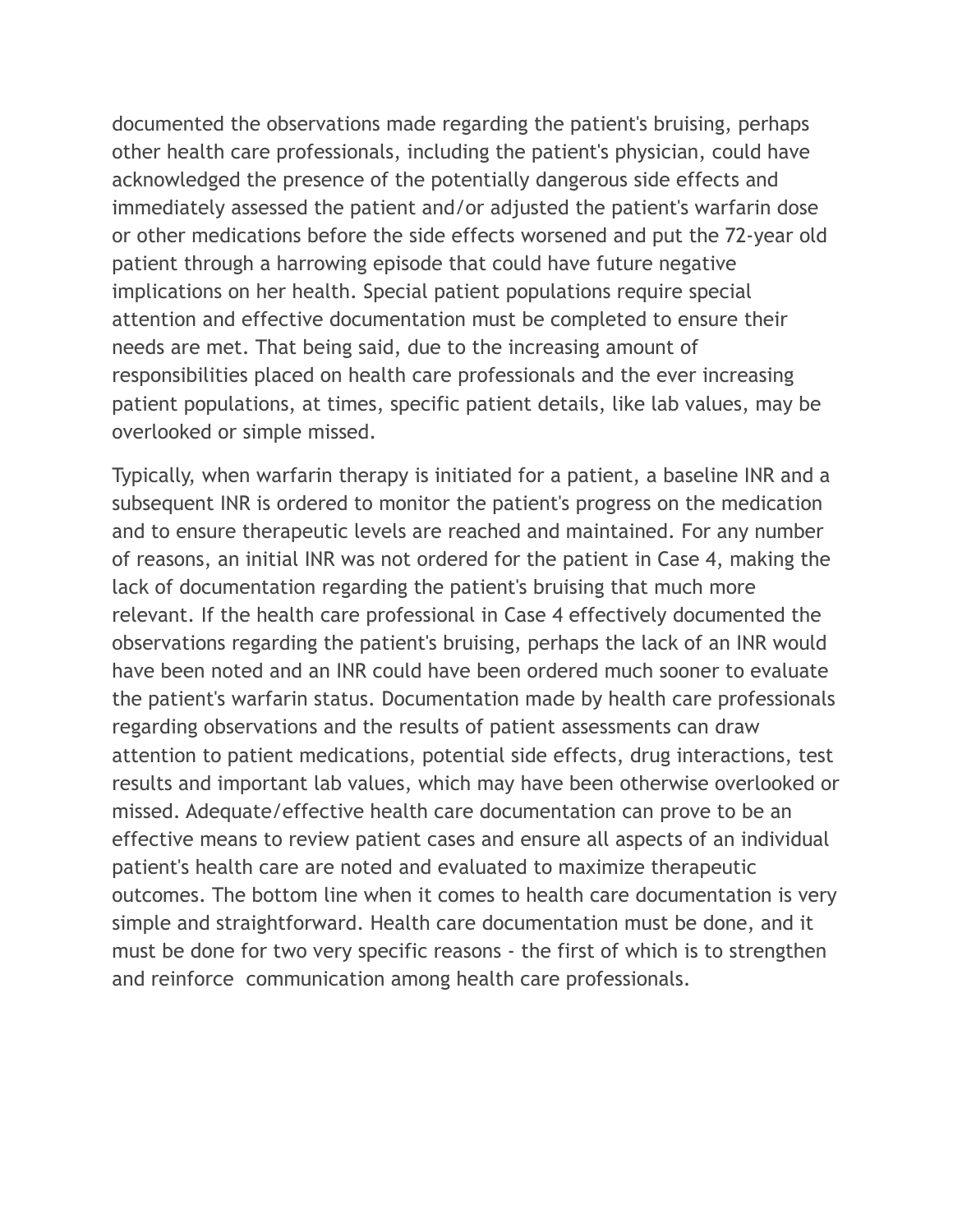documented the observations made regarding the patient's bruising, perhaps other health care professionals, including the patient's physician, could have acknowledged the presence of the potentially dangerous side effects and immediately assessed the patient and/or adjusted the patient's warfarin dose or other medications before the side effects worsened and put the 72-year old patient through a harrowing episode that could have future negative implications on her health. Special patient populations require special attention and effective documentation must be completed to ensure their needs are met. That being said, due to the increasing amount of responsibilities placed on health care professionals and the ever increasing patient populations, at times, specific patient details, like lab values, may be overlooked or simple missed.

Typically, when warfarin therapy is initiated for a patient, a baseline INR and a subsequent INR is ordered to monitor the patient's progress on the medication and to ensure therapeutic levels are reached and maintained. For any number of reasons, an initial INR was not ordered for the patient in Case 4, making the lack of documentation regarding the patient's bruising that much more relevant. If the health care professional in Case 4 effectively documented the observations regarding the patient's bruising, perhaps the lack of an INR would have been noted and an INR could have been ordered much sooner to evaluate the patient's warfarin status. Documentation made by health care professionals regarding observations and the results of patient assessments can draw attention to patient medications, potential side effects, drug interactions, test results and important lab values, which may have been otherwise overlooked or missed. Adequate/effective health care documentation can prove to be an effective means to review patient cases and ensure all aspects of an individual patient's health care are noted and evaluated to maximize therapeutic outcomes. The bottom line when it comes to health care documentation is very simple and straightforward. Health care documentation must be done, and it must be done for two very specific reasons - the first of which is to strengthen and reinforce communication among health care professionals.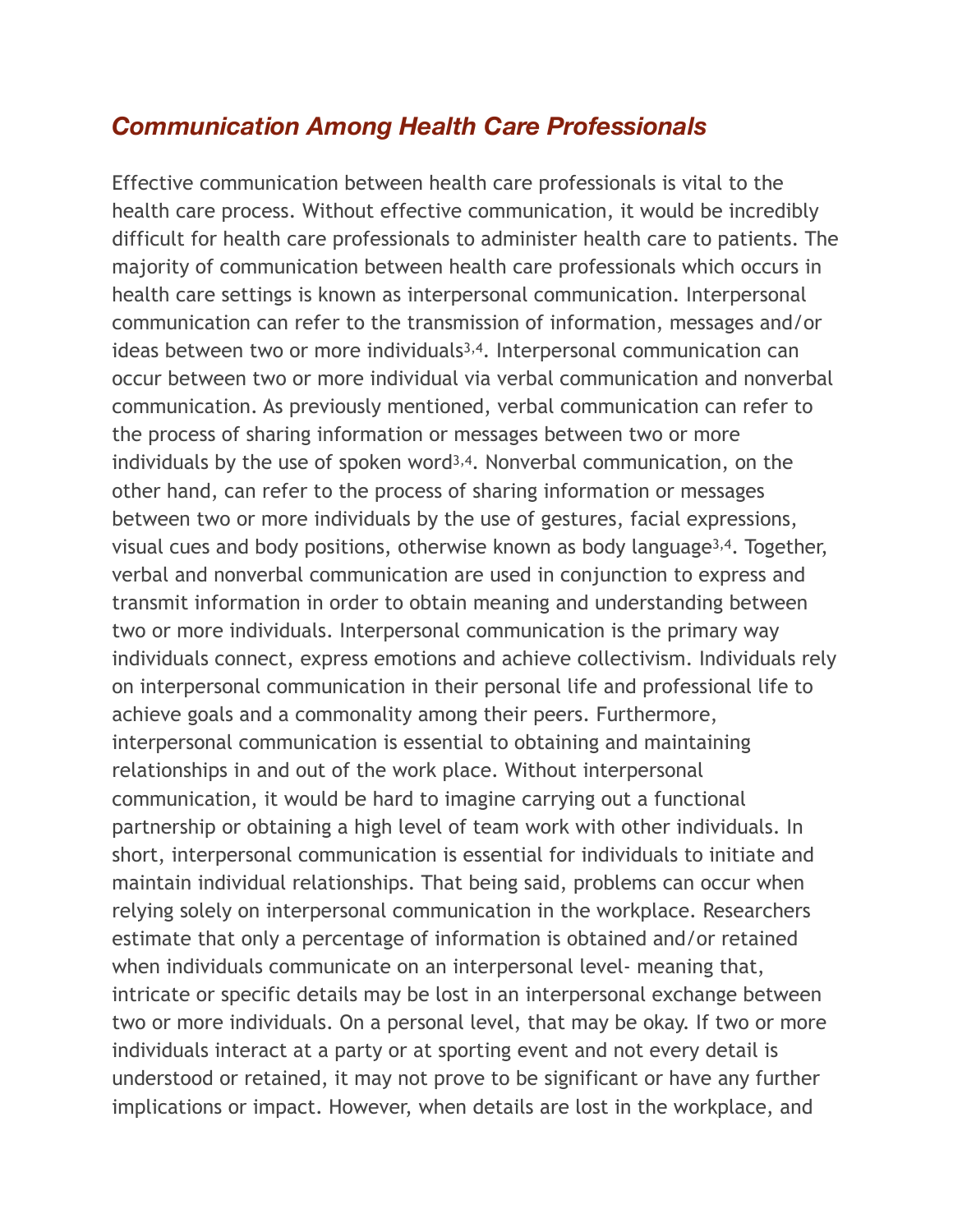## *Communication Among Health Care Professionals*

Effective communication between health care professionals is vital to the health care process. Without effective communication, it would be incredibly difficult for health care professionals to administer health care to patients. The majority of communication between health care professionals which occurs in health care settings is known as interpersonal communication. Interpersonal communication can refer to the transmission of information, messages and/or ideas between two or more individuals[3,4]. Interpersonal communication can occur between two or more individual via verbal communication and nonverbal communication. As previously mentioned, verbal communication can refer to the process of sharing information or messages between two or more individuals by the use of spoken word[3,4]. Nonverbal communication, on the other hand, can refer to the process of sharing information or messages between two or more individuals by the use of gestures, facial expressions, visual cues and body positions, otherwise known as body language[3,4]. Together, verbal and nonverbal communication are used in conjunction to express and transmit information in order to obtain meaning and understanding between two or more individuals. Interpersonal communication is the primary way individuals connect, express emotions and achieve collectivism. Individuals rely on interpersonal communication in their personal life and professional life to achieve goals and a commonality among their peers. Furthermore, interpersonal communication is essential to obtaining and maintaining relationships in and out of the work place. Without interpersonal communication, it would be hard to imagine carrying out a functional partnership or obtaining a high level of team work with other individuals. In short, interpersonal communication is essential for individuals to initiate and maintain individual relationships. That being said, problems can occur when relying solely on interpersonal communication in the workplace. Researchers estimate that only a percentage of information is obtained and/or retained when individuals communicate on an interpersonal level- meaning that, intricate or specific details may be lost in an interpersonal exchange between two or more individuals. On a personal level, that may be okay. If two or more individuals interact at a party or at sporting event and not every detail is understood or retained, it may not prove to be significant or have any further implications or impact. However, when details are lost in the workplace, and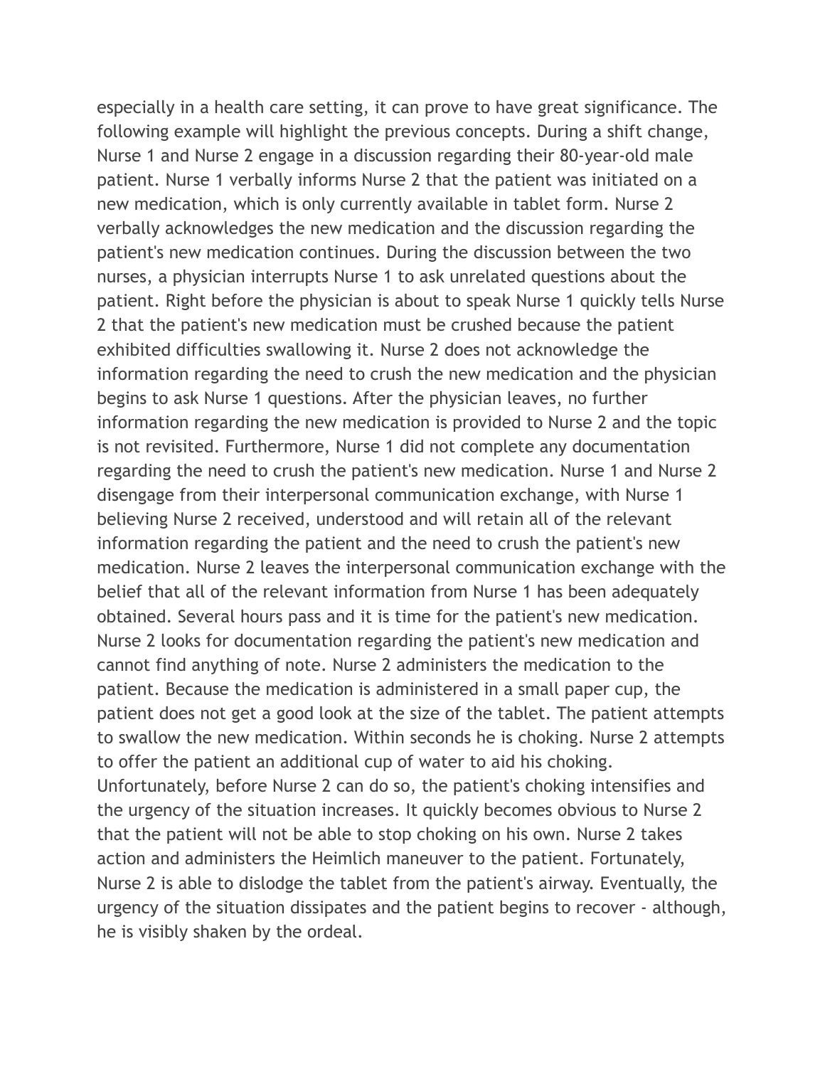especially in a health care setting, it can prove to have great significance. The following example will highlight the previous concepts. During a shift change, Nurse 1 and Nurse 2 engage in a discussion regarding their 80-year-old male patient. Nurse 1 verbally informs Nurse 2 that the patient was initiated on a new medication, which is only currently available in tablet form. Nurse 2 verbally acknowledges the new medication and the discussion regarding the patient's new medication continues. During the discussion between the two nurses, a physician interrupts Nurse 1 to ask unrelated questions about the patient. Right before the physician is about to speak Nurse 1 quickly tells Nurse 2 that the patient's new medication must be crushed because the patient exhibited difficulties swallowing it. Nurse 2 does not acknowledge the information regarding the need to crush the new medication and the physician begins to ask Nurse 1 questions. After the physician leaves, no further information regarding the new medication is provided to Nurse 2 and the topic is not revisited. Furthermore, Nurse 1 did not complete any documentation regarding the need to crush the patient's new medication. Nurse 1 and Nurse 2 disengage from their interpersonal communication exchange, with Nurse 1 believing Nurse 2 received, understood and will retain all of the relevant information regarding the patient and the need to crush the patient's new medication. Nurse 2 leaves the interpersonal communication exchange with the belief that all of the relevant information from Nurse 1 has been adequately obtained. Several hours pass and it is time for the patient's new medication. Nurse 2 looks for documentation regarding the patient's new medication and cannot find anything of note. Nurse 2 administers the medication to the patient. Because the medication is administered in a small paper cup, the patient does not get a good look at the size of the tablet. The patient attempts to swallow the new medication. Within seconds he is choking. Nurse 2 attempts to offer the patient an additional cup of water to aid his choking. Unfortunately, before Nurse 2 can do so, the patient's choking intensifies and the urgency of the situation increases. It quickly becomes obvious to Nurse 2 that the patient will not be able to stop choking on his own. Nurse 2 takes action and administers the Heimlich maneuver to the patient. Fortunately, Nurse 2 is able to dislodge the tablet from the patient's airway. Eventually, the urgency of the situation dissipates and the patient begins to recover - although, he is visibly shaken by the ordeal.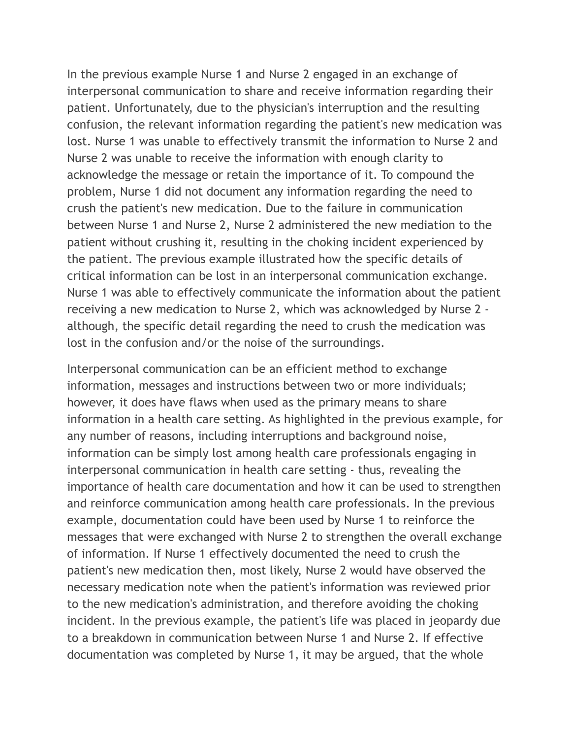In the previous example Nurse 1 and Nurse 2 engaged in an exchange of interpersonal communication to share and receive information regarding their patient. Unfortunately, due to the physician's interruption and the resulting confusion, the relevant information regarding the patient's new medication was lost. Nurse 1 was unable to effectively transmit the information to Nurse 2 and Nurse 2 was unable to receive the information with enough clarity to acknowledge the message or retain the importance of it. To compound the problem, Nurse 1 did not document any information regarding the need to crush the patient's new medication. Due to the failure in communication between Nurse 1 and Nurse 2, Nurse 2 administered the new mediation to the patient without crushing it, resulting in the choking incident experienced by the patient. The previous example illustrated how the specific details of critical information can be lost in an interpersonal communication exchange. Nurse 1 was able to effectively communicate the information about the patient receiving a new medication to Nurse 2, which was acknowledged by Nurse 2 - although, the specific detail regarding the need to crush the medication was lost in the confusion and/or the noise of the surroundings.

Interpersonal communication can be an efficient method to exchange information, messages and instructions between two or more individuals; however, it does have flaws when used as the primary means to share information in a health care setting. As highlighted in the previous example, for any number of reasons, including interruptions and background noise, information can be simply lost among health care professionals engaging in interpersonal communication in health care setting - thus, revealing the importance of health care documentation and how it can be used to strengthen and reinforce communication among health care professionals. In the previous example, documentation could have been used by Nurse 1 to reinforce the messages that were exchanged with Nurse 2 to strengthen the overall exchange of information. If Nurse 1 effectively documented the need to crush the patient's new medication then, most likely, Nurse 2 would have observed the necessary medication note when the patient's information was reviewed prior to the new medication's administration, and therefore avoiding the choking incident. In the previous example, the patient's life was placed in jeopardy due to a breakdown in communication between Nurse 1 and Nurse 2. If effective documentation was completed by Nurse 1, it may be argued, that the whole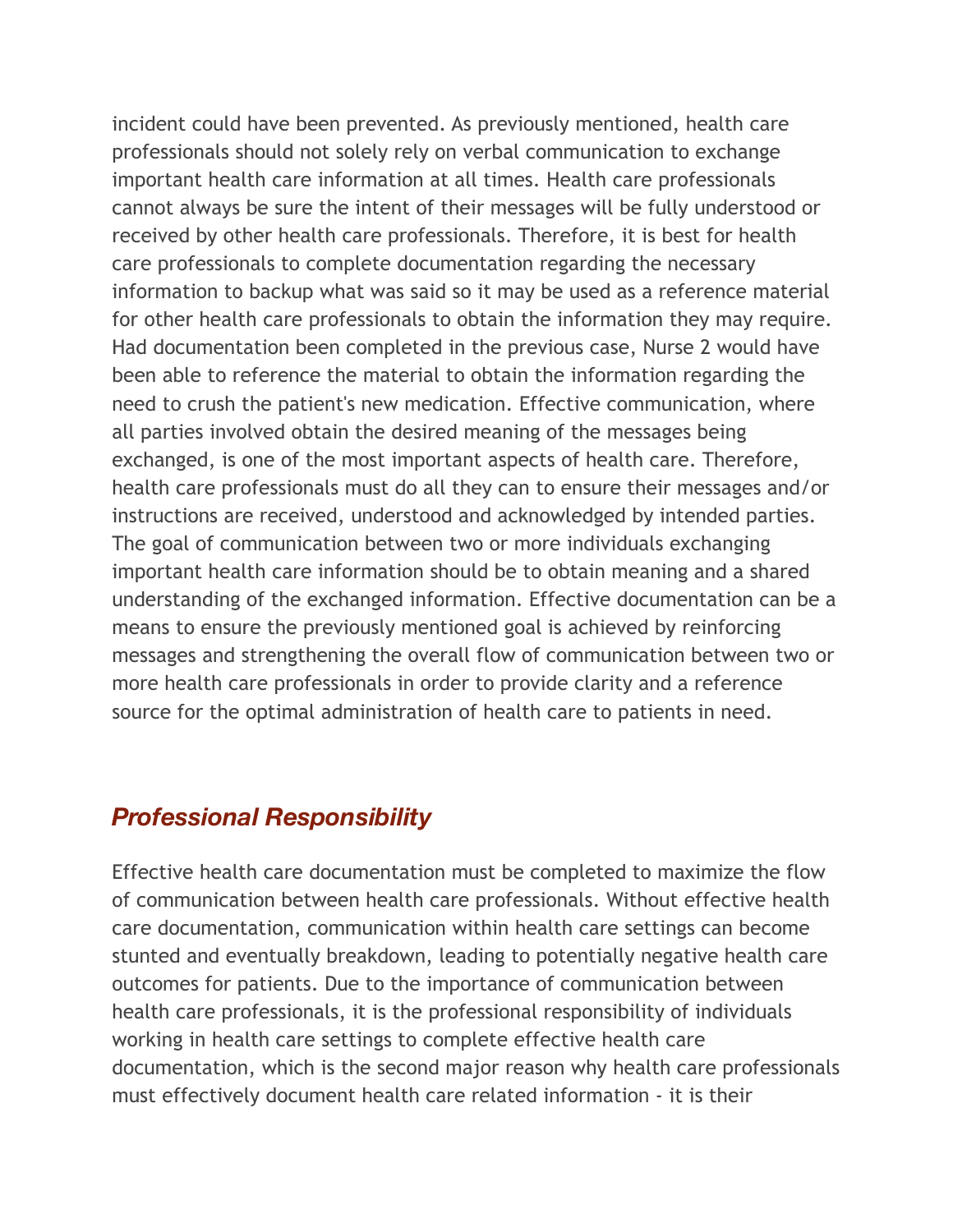incident could have been prevented. As previously mentioned, health care professionals should not solely rely on verbal communication to exchange important health care information at all times. Health care professionals cannot always be sure the intent of their messages will be fully understood or received by other health care professionals. Therefore, it is best for health care professionals to complete documentation regarding the necessary information to backup what was said so it may be used as a reference material for other health care professionals to obtain the information they may require. Had documentation been completed in the previous case, Nurse 2 would have been able to reference the material to obtain the information regarding the need to crush the patient's new medication. Effective communication, where all parties involved obtain the desired meaning of the messages being exchanged, is one of the most important aspects of health care. Therefore, health care professionals must do all they can to ensure their messages and/or instructions are received, understood and acknowledged by intended parties. The goal of communication between two or more individuals exchanging important health care information should be to obtain meaning and a shared understanding of the exchanged information. Effective documentation can be a means to ensure the previously mentioned goal is achieved by reinforcing messages and strengthening the overall flow of communication between two or more health care professionals in order to provide clarity and a reference source for the optimal administration of health care to patients in need.

## *Professional Responsibility*

Effective health care documentation must be completed to maximize the flow of communication between health care professionals. Without effective health care documentation, communication within health care settings can become stunted and eventually breakdown, leading to potentially negative health care outcomes for patients. Due to the importance of communication between health care professionals, it is the professional responsibility of individuals working in health care settings to complete effective health care documentation, which is the second major reason why health care professionals must effectively document health care related information - it is their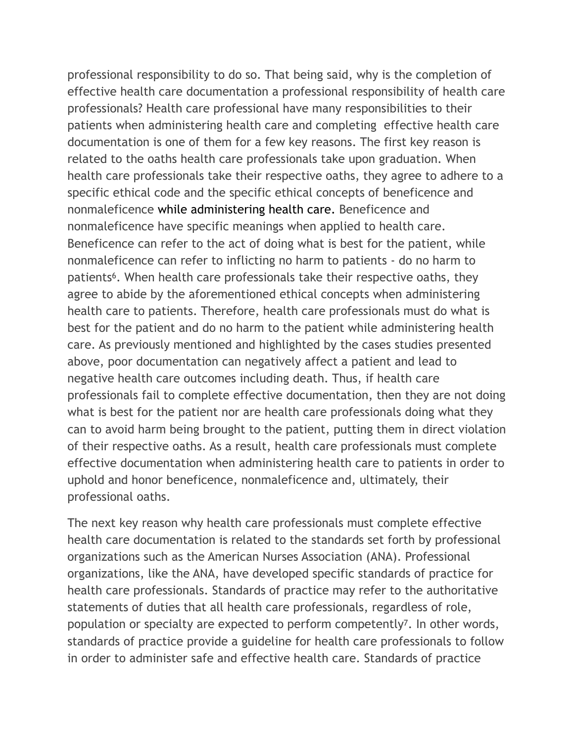professional responsibility to do so. That being said, why is the completion of effective health care documentation a professional responsibility of health care professionals? Health care professional have many responsibilities to their patients when administering health care and completing effective health care documentation is one of them for a few key reasons. The first key reason is related to the oaths health care professionals take upon graduation. When health care professionals take their respective oaths, they agree to adhere to a specific ethical code and the specific ethical concepts of beneficence and nonmaleficence while administering health care. Beneficence and nonmaleficence have specific meanings when applied to health care. Beneficence can refer to the act of doing what is best for the patient, while nonmaleficence can refer to inflicting no harm to patients - do no harm to patients[6]. When health care professionals take their respective oaths, they agree to abide by the aforementioned ethical concepts when administering health care to patients. Therefore, health care professionals must do what is best for the patient and do no harm to the patient while administering health care. As previously mentioned and highlighted by the cases studies presented above, poor documentation can negatively affect a patient and lead to negative health care outcomes including death. Thus, if health care professionals fail to complete effective documentation, then they are not doing what is best for the patient nor are health care professionals doing what they can to avoid harm being brought to the patient, putting them in direct violation of their respective oaths. As a result, health care professionals must complete effective documentation when administering health care to patients in order to uphold and honor beneficence, nonmaleficence and, ultimately, their professional oaths.

The next key reason why health care professionals must complete effective health care documentation is related to the standards set forth by professional organizations such as the American Nurses Association (ANA). Professional organizations, like the ANA, have developed specific standards of practice for health care professionals. Standards of practice may refer to the authoritative statements of duties that all health care professionals, regardless of role, population or specialty are expected to perform competently[7]. In other words, standards of practice provide a guideline for health care professionals to follow in order to administer safe and effective health care. Standards of practice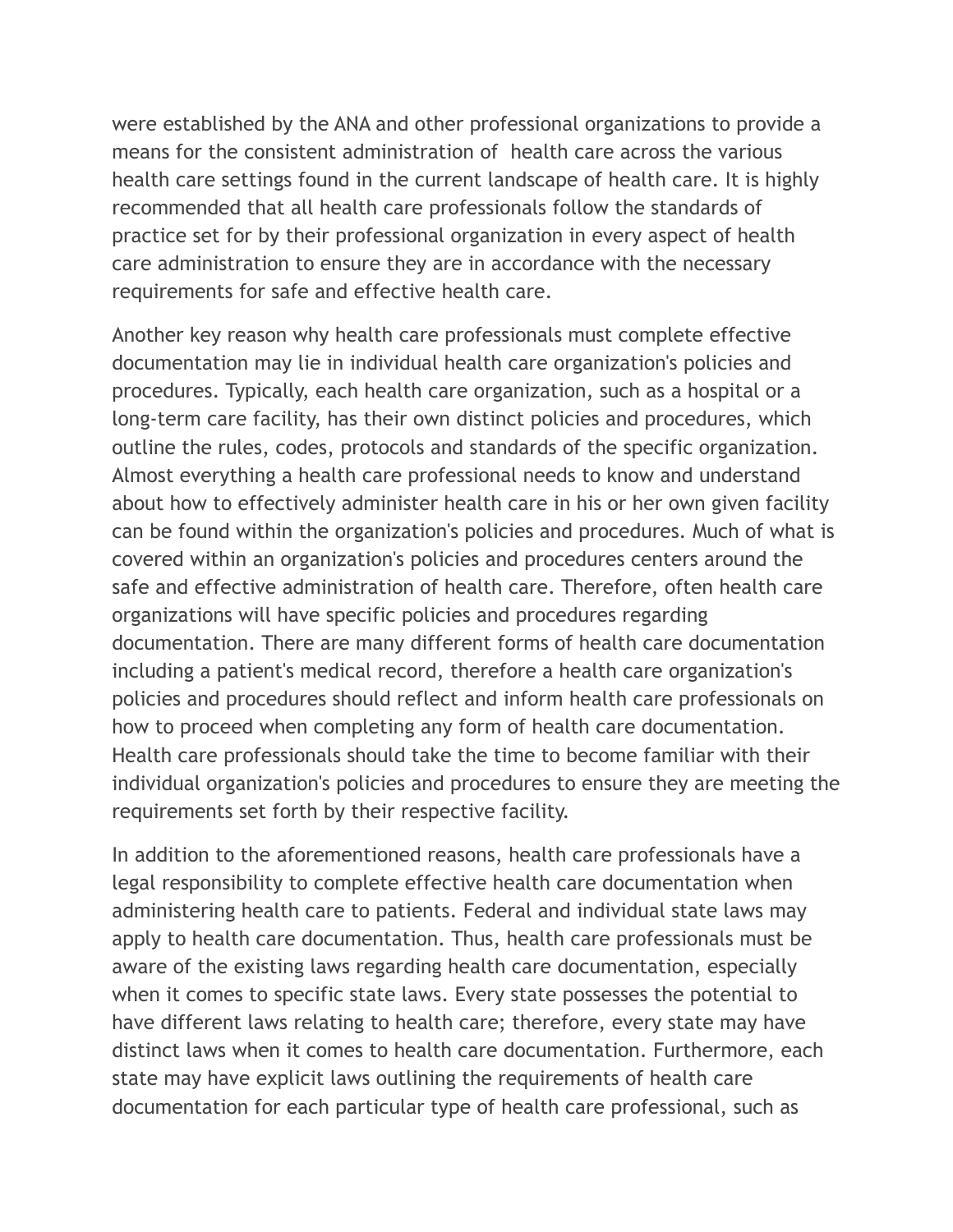were established by the ANA and other professional organizations to provide a means for the consistent administration of health care across the various health care settings found in the current landscape of health care. It is highly recommended that all health care professionals follow the standards of practice set for by their professional organization in every aspect of health care administration to ensure they are in accordance with the necessary requirements for safe and effective health care.

Another key reason why health care professionals must complete effective documentation may lie in individual health care organization's policies and procedures. Typically, each health care organization, such as a hospital or a long-term care facility, has their own distinct policies and procedures, which outline the rules, codes, protocols and standards of the specific organization. Almost everything a health care professional needs to know and understand about how to effectively administer health care in his or her own given facility can be found within the organization's policies and procedures. Much of what is covered within an organization's policies and procedures centers around the safe and effective administration of health care. Therefore, often health care organizations will have specific policies and procedures regarding documentation. There are many different forms of health care documentation including a patient's medical record, therefore a health care organization's policies and procedures should reflect and inform health care professionals on how to proceed when completing any form of health care documentation. Health care professionals should take the time to become familiar with their individual organization's policies and procedures to ensure they are meeting the requirements set forth by their respective facility.

In addition to the aforementioned reasons, health care professionals have a legal responsibility to complete effective health care documentation when administering health care to patients. Federal and individual state laws may apply to health care documentation. Thus, health care professionals must be aware of the existing laws regarding health care documentation, especially when it comes to specific state laws. Every state possesses the potential to have different laws relating to health care; therefore, every state may have distinct laws when it comes to health care documentation. Furthermore, each state may have explicit laws outlining the requirements of health care documentation for each particular type of health care professional, such as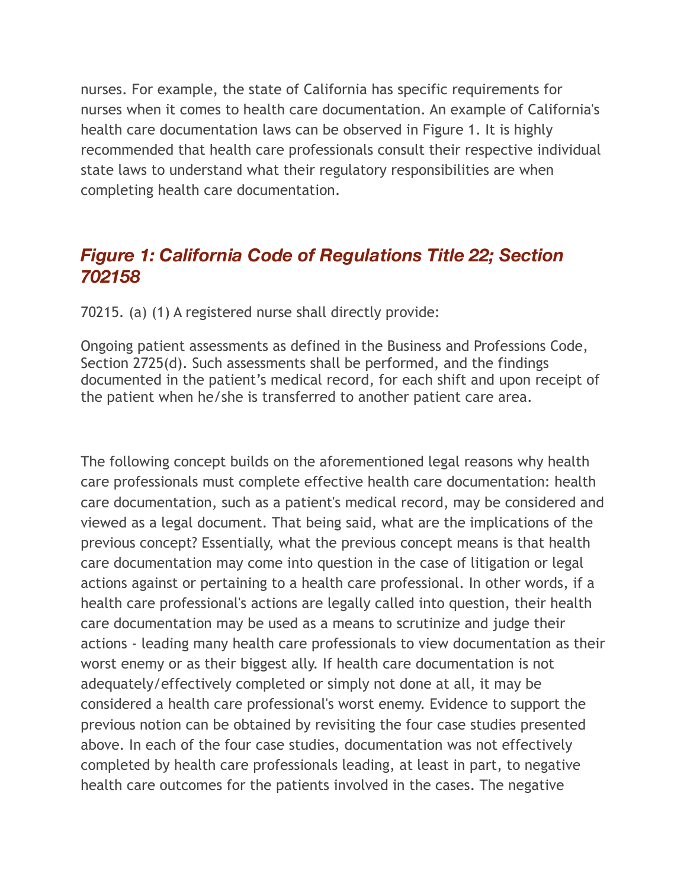nurses. For example, the state of California has specific requirements for nurses when it comes to health care documentation. An example of California's health care documentation laws can be observed in Figure 1. It is highly recommended that health care professionals consult their respective individual state laws to understand what their regulatory responsibilities are when completing health care documentation.

### *Figure 1: California Code of Regulations Title 22; Section 702158*

70215. (a) (1) A registered nurse shall directly provide:

Ongoing patient assessments as defined in the Business and Professions Code, Section 2725(d). Such assessments shall be performed, and the findings documented in the patient's medical record, for each shift and upon receipt of the patient when he/she is transferred to another patient care area.

The following concept builds on the aforementioned legal reasons why health care professionals must complete effective health care documentation: health care documentation, such as a patient's medical record, may be considered and viewed as a legal document. That being said, what are the implications of the previous concept? Essentially, what the previous concept means is that health care documentation may come into question in the case of litigation or legal actions against or pertaining to a health care professional. In other words, if a health care professional's actions are legally called into question, their health care documentation may be used as a means to scrutinize and judge their actions - leading many health care professionals to view documentation as their worst enemy or as their biggest ally. If health care documentation is not adequately/effectively completed or simply not done at all, it may be considered a health care professional's worst enemy. Evidence to support the previous notion can be obtained by revisiting the four case studies presented above. In each of the four case studies, documentation was not effectively completed by health care professionals leading, at least in part, to negative health care outcomes for the patients involved in the cases. The negative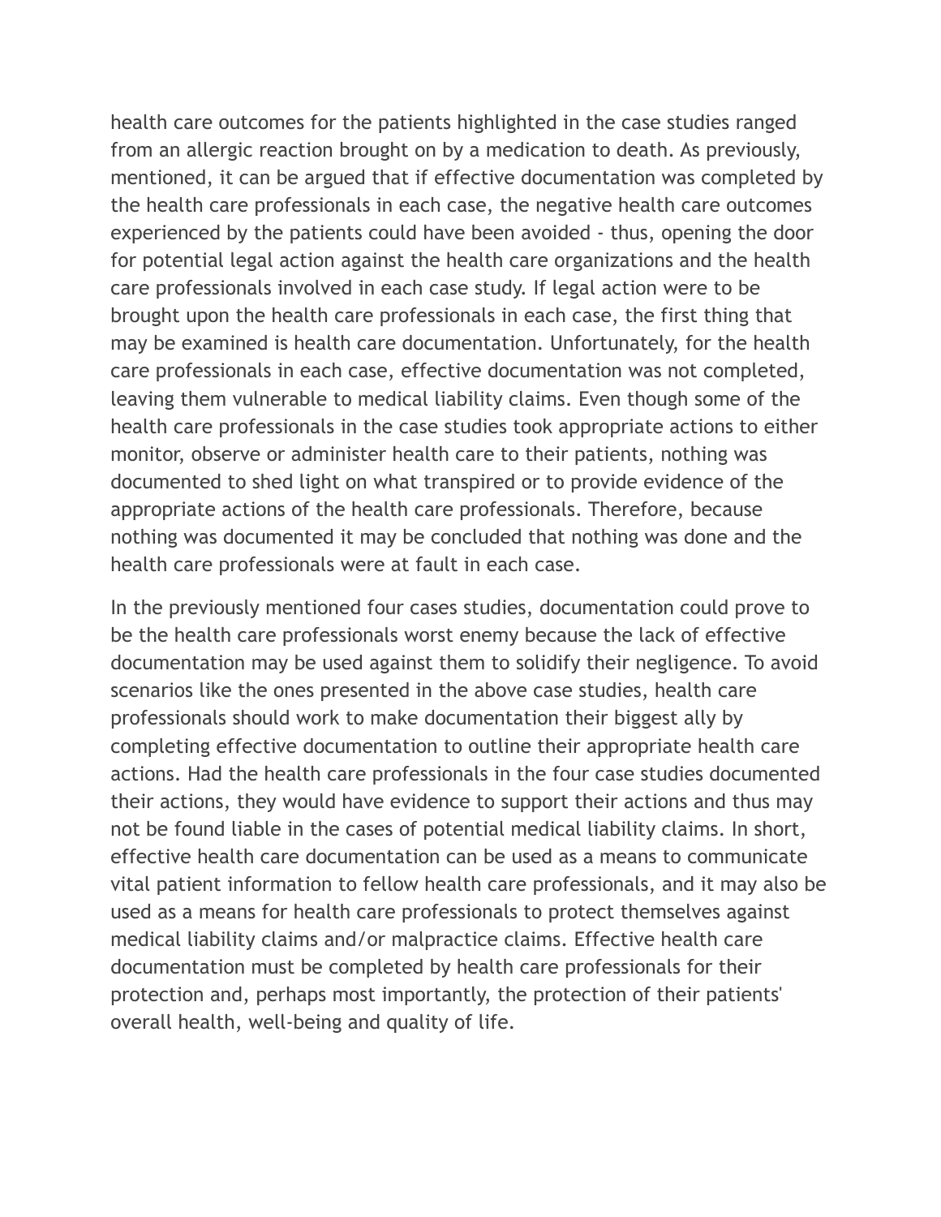health care outcomes for the patients highlighted in the case studies ranged from an allergic reaction brought on by a medication to death. As previously, mentioned, it can be argued that if effective documentation was completed by the health care professionals in each case, the negative health care outcomes experienced by the patients could have been avoided - thus, opening the door for potential legal action against the health care organizations and the health care professionals involved in each case study. If legal action were to be brought upon the health care professionals in each case, the first thing that may be examined is health care documentation. Unfortunately, for the health care professionals in each case, effective documentation was not completed, leaving them vulnerable to medical liability claims. Even though some of the health care professionals in the case studies took appropriate actions to either monitor, observe or administer health care to their patients, nothing was documented to shed light on what transpired or to provide evidence of the appropriate actions of the health care professionals. Therefore, because nothing was documented it may be concluded that nothing was done and the health care professionals were at fault in each case.

In the previously mentioned four cases studies, documentation could prove to be the health care professionals worst enemy because the lack of effective documentation may be used against them to solidify their negligence. To avoid scenarios like the ones presented in the above case studies, health care professionals should work to make documentation their biggest ally by completing effective documentation to outline their appropriate health care actions. Had the health care professionals in the four case studies documented their actions, they would have evidence to support their actions and thus may not be found liable in the cases of potential medical liability claims. In short, effective health care documentation can be used as a means to communicate vital patient information to fellow health care professionals, and it may also be used as a means for health care professionals to protect themselves against medical liability claims and/or malpractice claims. Effective health care documentation must be completed by health care professionals for their protection and, perhaps most importantly, the protection of their patients' overall health, well-being and quality of life.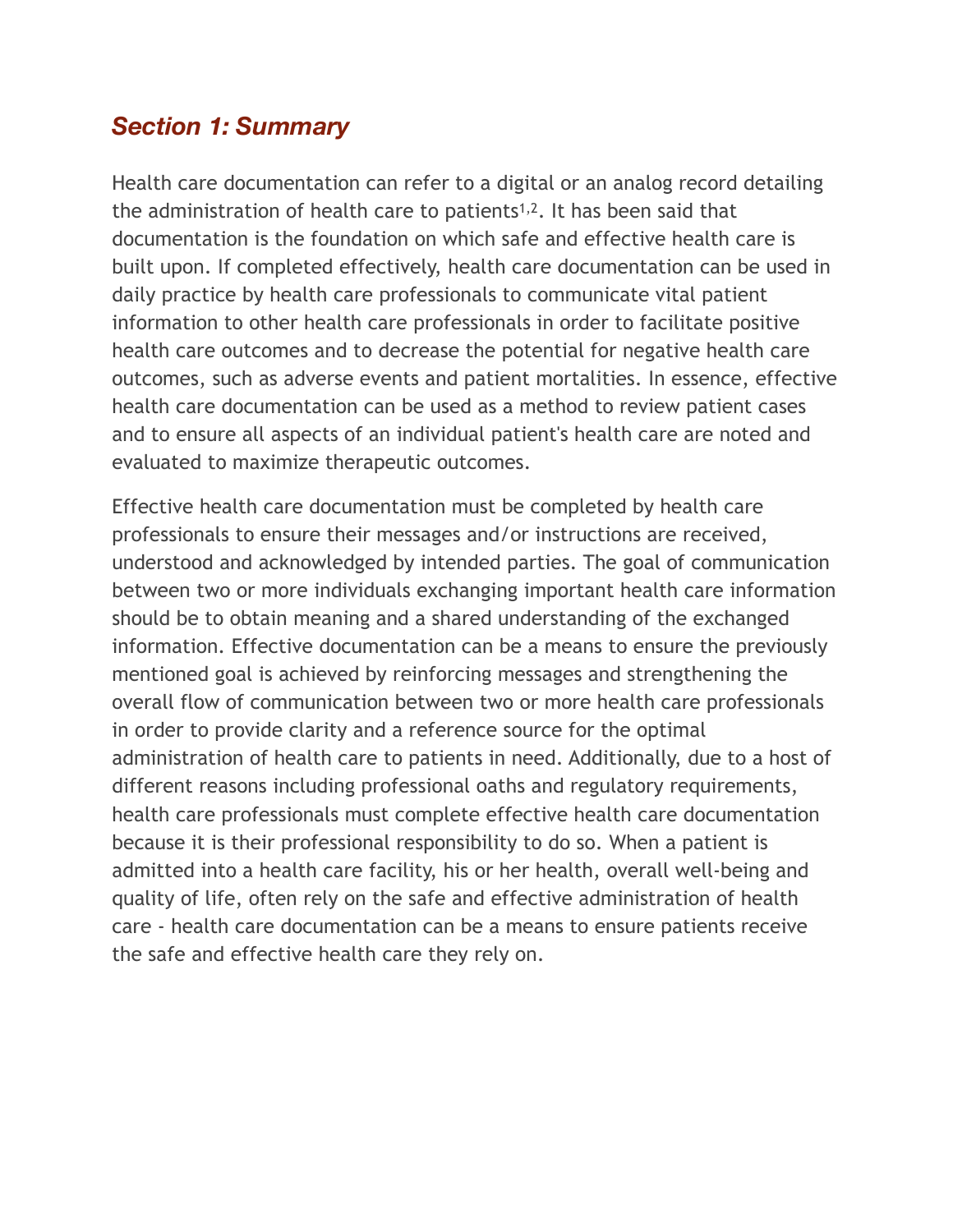## *Section 1: Summary*

Health care documentation can refer to a digital or an analog record detailing the administration of health care to patients[1,2]. It has been said that documentation is the foundation on which safe and effective health care is built upon. If completed effectively, health care documentation can be used in daily practice by health care professionals to communicate vital patient information to other health care professionals in order to facilitate positive health care outcomes and to decrease the potential for negative health care outcomes, such as adverse events and patient mortalities. In essence, effective health care documentation can be used as a method to review patient cases and to ensure all aspects of an individual patient's health care are noted and evaluated to maximize therapeutic outcomes.

Effective health care documentation must be completed by health care professionals to ensure their messages and/or instructions are received, understood and acknowledged by intended parties. The goal of communication between two or more individuals exchanging important health care information should be to obtain meaning and a shared understanding of the exchanged information. Effective documentation can be a means to ensure the previously mentioned goal is achieved by reinforcing messages and strengthening the overall flow of communication between two or more health care professionals in order to provide clarity and a reference source for the optimal administration of health care to patients in need. Additionally, due to a host of different reasons including professional oaths and regulatory requirements, health care professionals must complete effective health care documentation because it is their professional responsibility to do so. When a patient is admitted into a health care facility, his or her health, overall well-being and quality of life, often rely on the safe and effective administration of health care - health care documentation can be a means to ensure patients receive the safe and effective health care they rely on.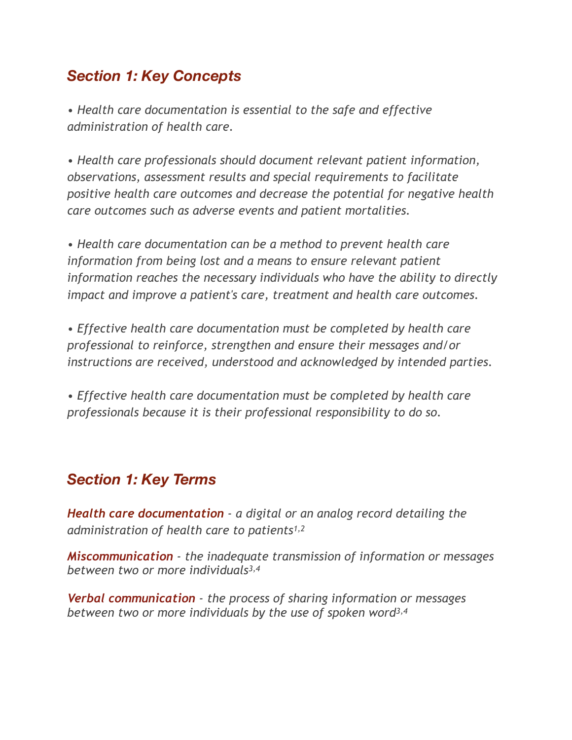## *Section 1: Key Concepts*

*• Health care documentation is essential to the safe and effective administration of health care.*

*• Health care professionals should document relevant patient information, observations, assessment results and special requirements to facilitate positive health care outcomes and decrease the potential for negative health care outcomes such as adverse events and patient mortalities.*

*• Health care documentation can be a method to prevent health care information from being lost and a means to ensure relevant patient information reaches the necessary individuals who have the ability to directly impact and improve a patient's care, treatment and health care outcomes.*

*• Effective health care documentation must be completed by health care professional to reinforce, strengthen and ensure their messages and/or instructions are received, understood and acknowledged by intended parties.*

*• Effective health care documentation must be completed by health care professionals because it is their professional responsibility to do so.*

## *Section 1: Key Terms*

***Health care documentation*** *- a digital or an analog record detailing the administration of health care to patients*[1,2]

***Miscommunication*** *- the inadequate transmission of information or messages between two or more individuals*[3,4]

***Verbal communication*** *- the process of sharing information or messages between two or more individuals by the use of spoken word*[3,4]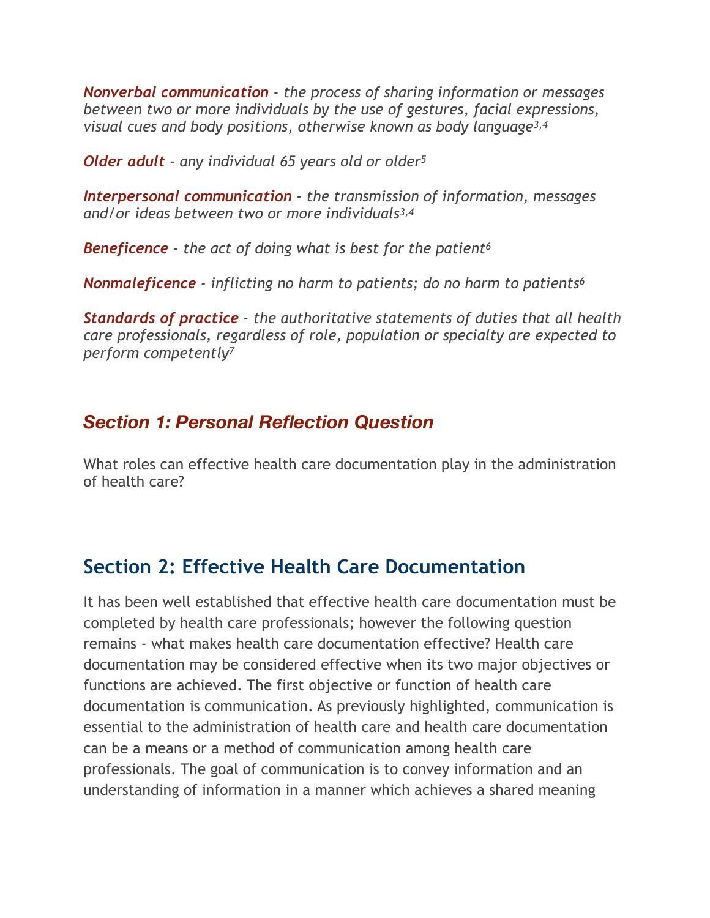***Nonverbal communication*** *- the process of sharing information or messages between two or more individuals by the use of gestures, facial expressions, visual cues and body positions, otherwise known as body language*[3,4]

***Older adult*** *- any individual 65 years old or older*[5]

***Interpersonal communication*** *- the transmission of information, messages and/or ideas between two or more individuals*[3,4]

***Beneficence*** *- the act of doing what is best for the patient*[6]

***Nonmaleficence*** *- inflicting no harm to patients; do no harm to patients*[6]

***Standards of practice*** *- the authoritative statements of duties that all health care professionals, regardless of role, population or specialty are expected to perform competently*[7]

## *Section 1: Personal Reflection Question*

What roles can effective health care documentation play in the administration of health care?

## Section 2: Effective Health Care Documentation

It has been well established that effective health care documentation must be completed by health care professionals; however the following question remains - what makes health care documentation effective? Health care documentation may be considered effective when its two major objectives or functions are achieved. The first objective or function of health care documentation is communication. As previously highlighted, communication is essential to the administration of health care and health care documentation can be a means or a method of communication among health care professionals. The goal of communication is to convey information and an understanding of information in a manner which achieves a shared meaning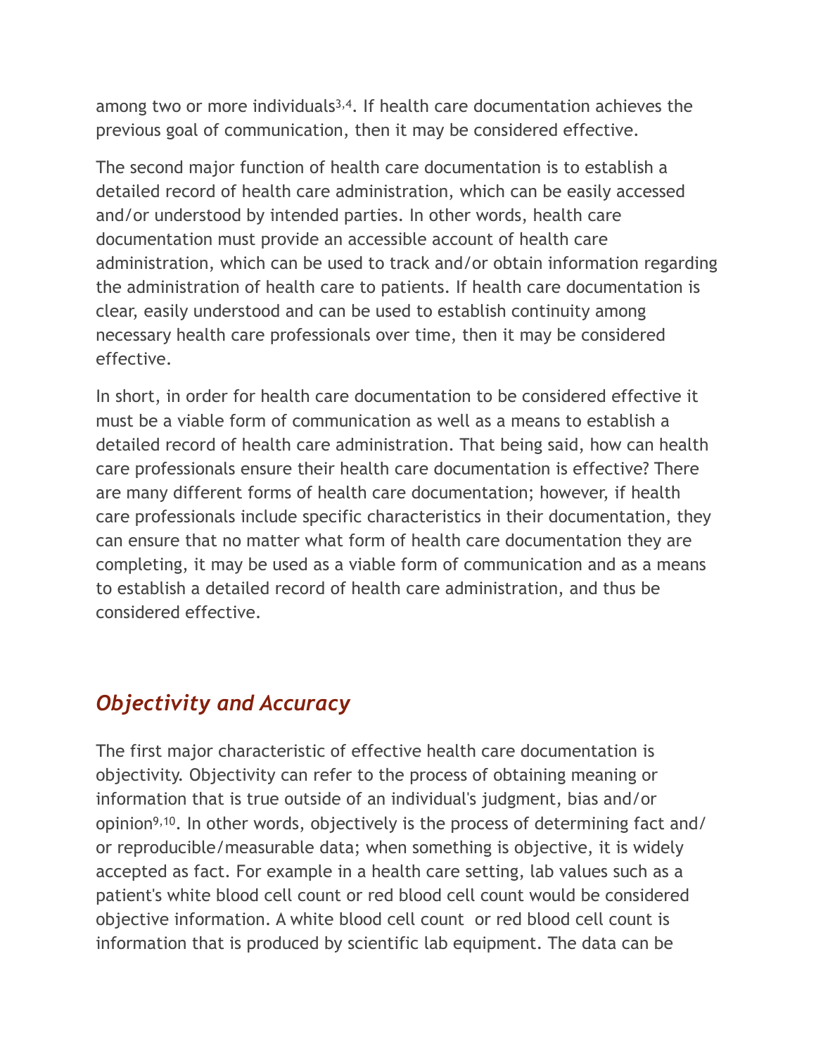among two or more individuals[3,4]. If health care documentation achieves the previous goal of communication, then it may be considered effective.

The second major function of health care documentation is to establish a detailed record of health care administration, which can be easily accessed and/or understood by intended parties. In other words, health care documentation must provide an accessible account of health care administration, which can be used to track and/or obtain information regarding the administration of health care to patients. If health care documentation is clear, easily understood and can be used to establish continuity among necessary health care professionals over time, then it may be considered effective.

In short, in order for health care documentation to be considered effective it must be a viable form of communication as well as a means to establish a detailed record of health care administration. That being said, how can health care professionals ensure their health care documentation is effective? There are many different forms of health care documentation; however, if health care professionals include specific characteristics in their documentation, they can ensure that no matter what form of health care documentation they are completing, it may be used as a viable form of communication and as a means to establish a detailed record of health care administration, and thus be considered effective.

## *Objectivity and Accuracy*

The first major characteristic of effective health care documentation is objectivity. Objectivity can refer to the process of obtaining meaning or information that is true outside of an individual's judgment, bias and/or opinion[9,10]. In other words, objectively is the process of determining fact and/or reproducible/measurable data; when something is objective, it is widely accepted as fact. For example in a health care setting, lab values such as a patient's white blood cell count or red blood cell count would be considered objective information. A white blood cell count or red blood cell count is information that is produced by scientific lab equipment. The data can be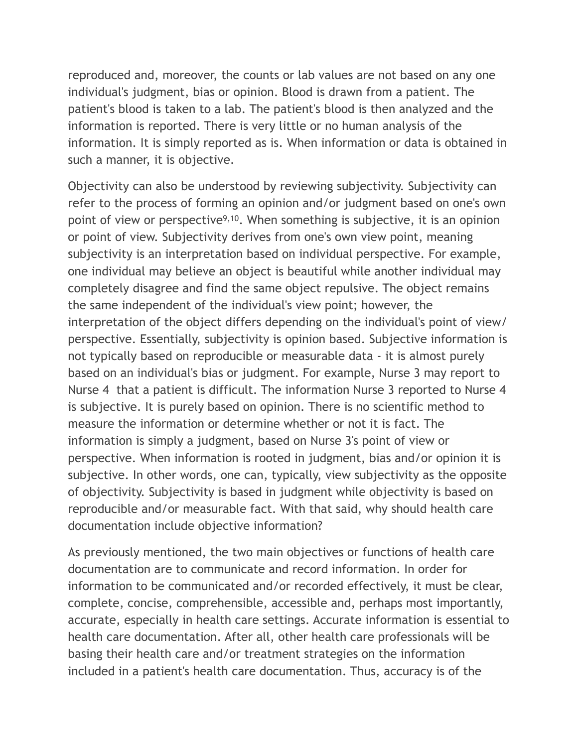reproduced and, moreover, the counts or lab values are not based on any one individual's judgment, bias or opinion. Blood is drawn from a patient. The patient's blood is taken to a lab. The patient's blood is then analyzed and the information is reported. There is very little or no human analysis of the information. It is simply reported as is. When information or data is obtained in such a manner, it is objective.

Objectivity can also be understood by reviewing subjectivity. Subjectivity can refer to the process of forming an opinion and/or judgment based on one's own point of view or perspective[9,10]. When something is subjective, it is an opinion or point of view. Subjectivity derives from one's own view point, meaning subjectivity is an interpretation based on individual perspective. For example, one individual may believe an object is beautiful while another individual may completely disagree and find the same object repulsive. The object remains the same independent of the individual's view point; however, the interpretation of the object differs depending on the individual's point of view/ perspective. Essentially, subjectivity is opinion based. Subjective information is not typically based on reproducible or measurable data - it is almost purely based on an individual's bias or judgment. For example, Nurse 3 may report to Nurse 4 that a patient is difficult. The information Nurse 3 reported to Nurse 4 is subjective. It is purely based on opinion. There is no scientific method to measure the information or determine whether or not it is fact. The information is simply a judgment, based on Nurse 3's point of view or perspective. When information is rooted in judgment, bias and/or opinion it is subjective. In other words, one can, typically, view subjectivity as the opposite of objectivity. Subjectivity is based in judgment while objectivity is based on reproducible and/or measurable fact. With that said, why should health care documentation include objective information?

As previously mentioned, the two main objectives or functions of health care documentation are to communicate and record information. In order for information to be communicated and/or recorded effectively, it must be clear, complete, concise, comprehensible, accessible and, perhaps most importantly, accurate, especially in health care settings. Accurate information is essential to health care documentation. After all, other health care professionals will be basing their health care and/or treatment strategies on the information included in a patient's health care documentation. Thus, accuracy is of the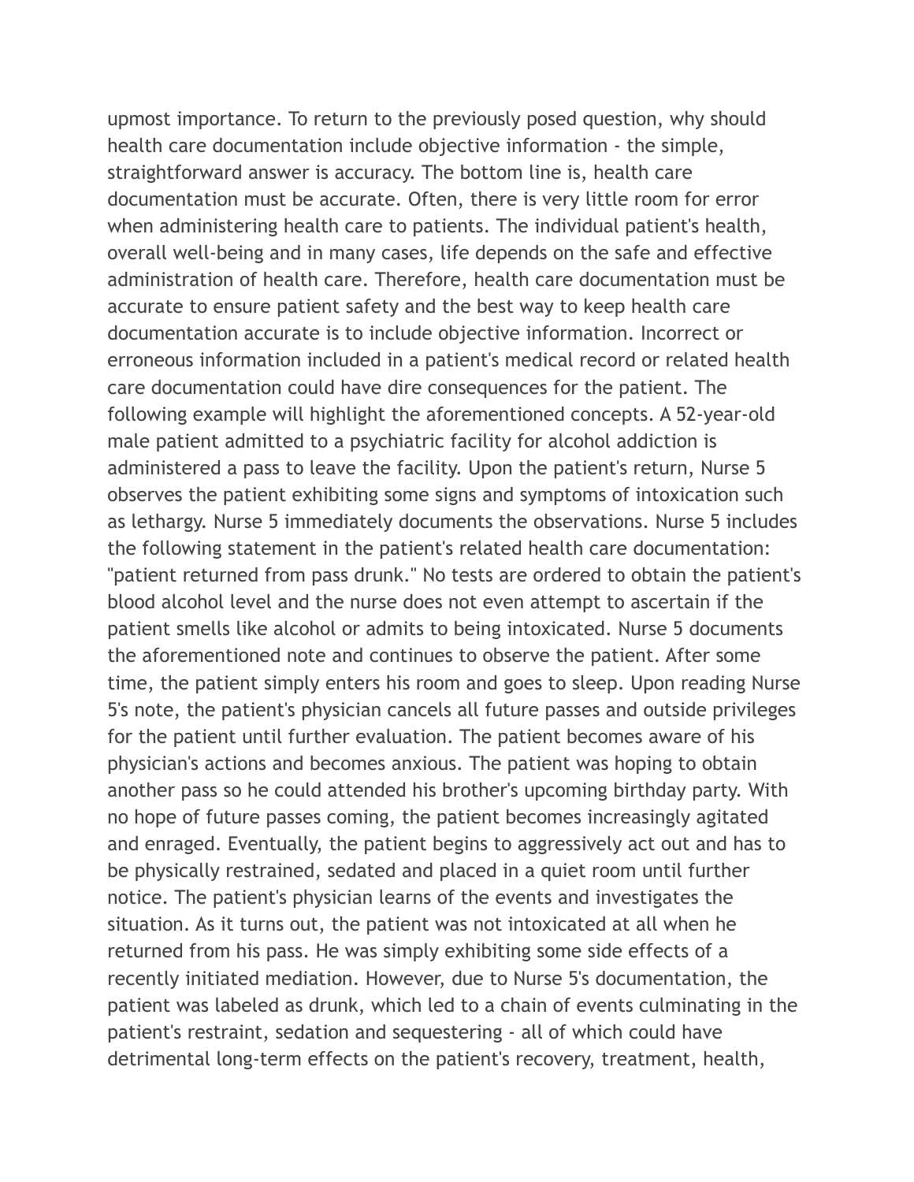upmost importance. To return to the previously posed question, why should health care documentation include objective information - the simple, straightforward answer is accuracy. The bottom line is, health care documentation must be accurate. Often, there is very little room for error when administering health care to patients. The individual patient's health, overall well-being and in many cases, life depends on the safe and effective administration of health care. Therefore, health care documentation must be accurate to ensure patient safety and the best way to keep health care documentation accurate is to include objective information. Incorrect or erroneous information included in a patient's medical record or related health care documentation could have dire consequences for the patient. The following example will highlight the aforementioned concepts. A 52-year-old male patient admitted to a psychiatric facility for alcohol addiction is administered a pass to leave the facility. Upon the patient's return, Nurse 5 observes the patient exhibiting some signs and symptoms of intoxication such as lethargy. Nurse 5 immediately documents the observations. Nurse 5 includes the following statement in the patient's related health care documentation: "patient returned from pass drunk." No tests are ordered to obtain the patient's blood alcohol level and the nurse does not even attempt to ascertain if the patient smells like alcohol or admits to being intoxicated. Nurse 5 documents the aforementioned note and continues to observe the patient. After some time, the patient simply enters his room and goes to sleep. Upon reading Nurse 5's note, the patient's physician cancels all future passes and outside privileges for the patient until further evaluation. The patient becomes aware of his physician's actions and becomes anxious. The patient was hoping to obtain another pass so he could attended his brother's upcoming birthday party. With no hope of future passes coming, the patient becomes increasingly agitated and enraged. Eventually, the patient begins to aggressively act out and has to be physically restrained, sedated and placed in a quiet room until further notice. The patient's physician learns of the events and investigates the situation. As it turns out, the patient was not intoxicated at all when he returned from his pass. He was simply exhibiting some side effects of a recently initiated mediation. However, due to Nurse 5's documentation, the patient was labeled as drunk, which led to a chain of events culminating in the patient's restraint, sedation and sequestering - all of which could have detrimental long-term effects on the patient's recovery, treatment, health,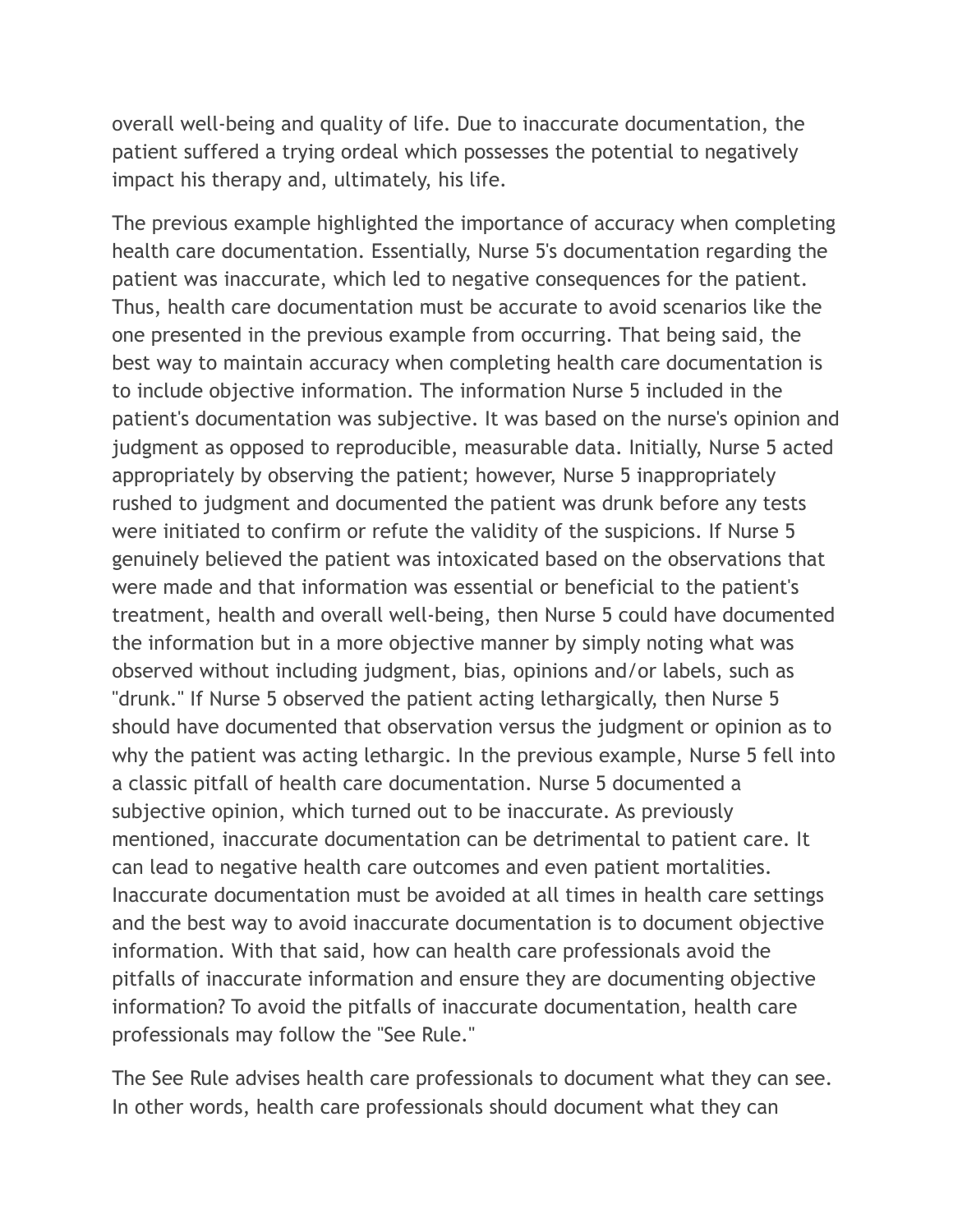overall well-being and quality of life. Due to inaccurate documentation, the patient suffered a trying ordeal which possesses the potential to negatively impact his therapy and, ultimately, his life.

The previous example highlighted the importance of accuracy when completing health care documentation. Essentially, Nurse 5's documentation regarding the patient was inaccurate, which led to negative consequences for the patient. Thus, health care documentation must be accurate to avoid scenarios like the one presented in the previous example from occurring. That being said, the best way to maintain accuracy when completing health care documentation is to include objective information. The information Nurse 5 included in the patient's documentation was subjective. It was based on the nurse's opinion and judgment as opposed to reproducible, measurable data. Initially, Nurse 5 acted appropriately by observing the patient; however, Nurse 5 inappropriately rushed to judgment and documented the patient was drunk before any tests were initiated to confirm or refute the validity of the suspicions. If Nurse 5 genuinely believed the patient was intoxicated based on the observations that were made and that information was essential or beneficial to the patient's treatment, health and overall well-being, then Nurse 5 could have documented the information but in a more objective manner by simply noting what was observed without including judgment, bias, opinions and/or labels, such as "drunk." If Nurse 5 observed the patient acting lethargically, then Nurse 5 should have documented that observation versus the judgment or opinion as to why the patient was acting lethargic. In the previous example, Nurse 5 fell into a classic pitfall of health care documentation. Nurse 5 documented a subjective opinion, which turned out to be inaccurate. As previously mentioned, inaccurate documentation can be detrimental to patient care. It can lead to negative health care outcomes and even patient mortalities. Inaccurate documentation must be avoided at all times in health care settings and the best way to avoid inaccurate documentation is to document objective information. With that said, how can health care professionals avoid the pitfalls of inaccurate information and ensure they are documenting objective information? To avoid the pitfalls of inaccurate documentation, health care professionals may follow the "See Rule."

The See Rule advises health care professionals to document what they can see. In other words, health care professionals should document what they can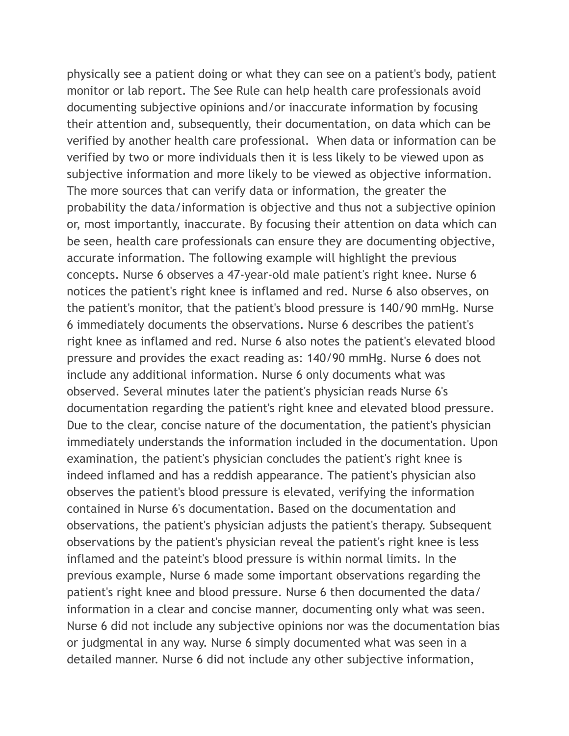physically see a patient doing or what they can see on a patient's body, patient monitor or lab report. The See Rule can help health care professionals avoid documenting subjective opinions and/or inaccurate information by focusing their attention and, subsequently, their documentation, on data which can be verified by another health care professional.  When data or information can be verified by two or more individuals then it is less likely to be viewed upon as subjective information and more likely to be viewed as objective information. The more sources that can verify data or information, the greater the probability the data/information is objective and thus not a subjective opinion or, most importantly, inaccurate. By focusing their attention on data which can be seen, health care professionals can ensure they are documenting objective, accurate information. The following example will highlight the previous concepts. Nurse 6 observes a 47-year-old male patient's right knee. Nurse 6 notices the patient's right knee is inflamed and red. Nurse 6 also observes, on the patient's monitor, that the patient's blood pressure is 140/90 mmHg. Nurse 6 immediately documents the observations. Nurse 6 describes the patient's right knee as inflamed and red. Nurse 6 also notes the patient's elevated blood pressure and provides the exact reading as: 140/90 mmHg. Nurse 6 does not include any additional information. Nurse 6 only documents what was observed. Several minutes later the patient's physician reads Nurse 6's documentation regarding the patient's right knee and elevated blood pressure. Due to the clear, concise nature of the documentation, the patient's physician immediately understands the information included in the documentation. Upon examination, the patient's physician concludes the patient's right knee is indeed inflamed and has a reddish appearance. The patient's physician also observes the patient's blood pressure is elevated, verifying the information contained in Nurse 6's documentation. Based on the documentation and observations, the patient's physician adjusts the patient's therapy. Subsequent observations by the patient's physician reveal the patient's right knee is less inflamed and the pateint's blood pressure is within normal limits. In the previous example, Nurse 6 made some important observations regarding the patient's right knee and blood pressure. Nurse 6 then documented the data/information in a clear and concise manner, documenting only what was seen. Nurse 6 did not include any subjective opinions nor was the documentation bias or judgmental in any way. Nurse 6 simply documented what was seen in a detailed manner. Nurse 6 did not include any other subjective information,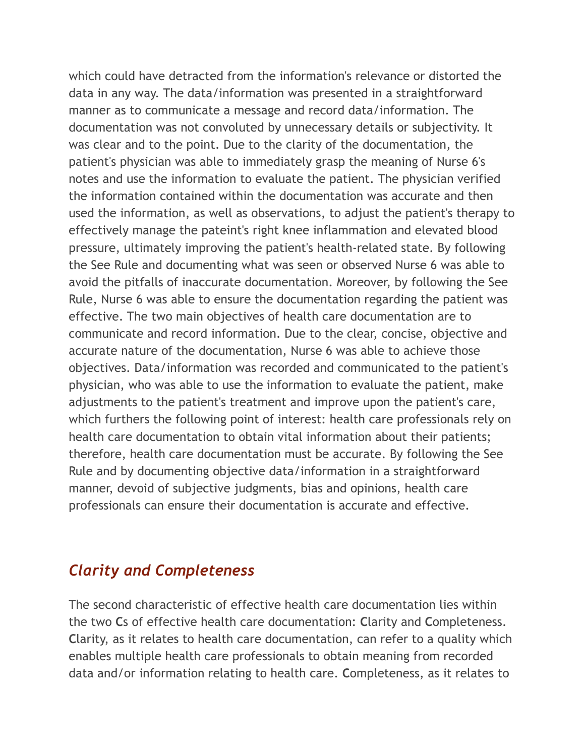which could have detracted from the information's relevance or distorted the data in any way. The data/information was presented in a straightforward manner as to communicate a message and record data/information. The documentation was not convoluted by unnecessary details or subjectivity. It was clear and to the point. Due to the clarity of the documentation, the patient's physician was able to immediately grasp the meaning of Nurse 6's notes and use the information to evaluate the patient. The physician verified the information contained within the documentation was accurate and then used the information, as well as observations, to adjust the patient's therapy to effectively manage the pateint's right knee inflammation and elevated blood pressure, ultimately improving the patient's health-related state. By following the See Rule and documenting what was seen or observed Nurse 6 was able to avoid the pitfalls of inaccurate documentation. Moreover, by following the See Rule, Nurse 6 was able to ensure the documentation regarding the patient was effective. The two main objectives of health care documentation are to communicate and record information. Due to the clear, concise, objective and accurate nature of the documentation, Nurse 6 was able to achieve those objectives. Data/information was recorded and communicated to the patient's physician, who was able to use the information to evaluate the patient, make adjustments to the patient's treatment and improve upon the patient's care, which furthers the following point of interest: health care professionals rely on health care documentation to obtain vital information about their patients; therefore, health care documentation must be accurate. By following the See Rule and by documenting objective data/information in a straightforward manner, devoid of subjective judgments, bias and opinions, health care professionals can ensure their documentation is accurate and effective.

## *Clarity and Completeness*

The second characteristic of effective health care documentation lies within the two **C**s of effective health care documentation: **C**larity and **C**ompleteness. **C**larity, as it relates to health care documentation, can refer to a quality which enables multiple health care professionals to obtain meaning from recorded data and/or information relating to health care. **C**ompleteness, as it relates to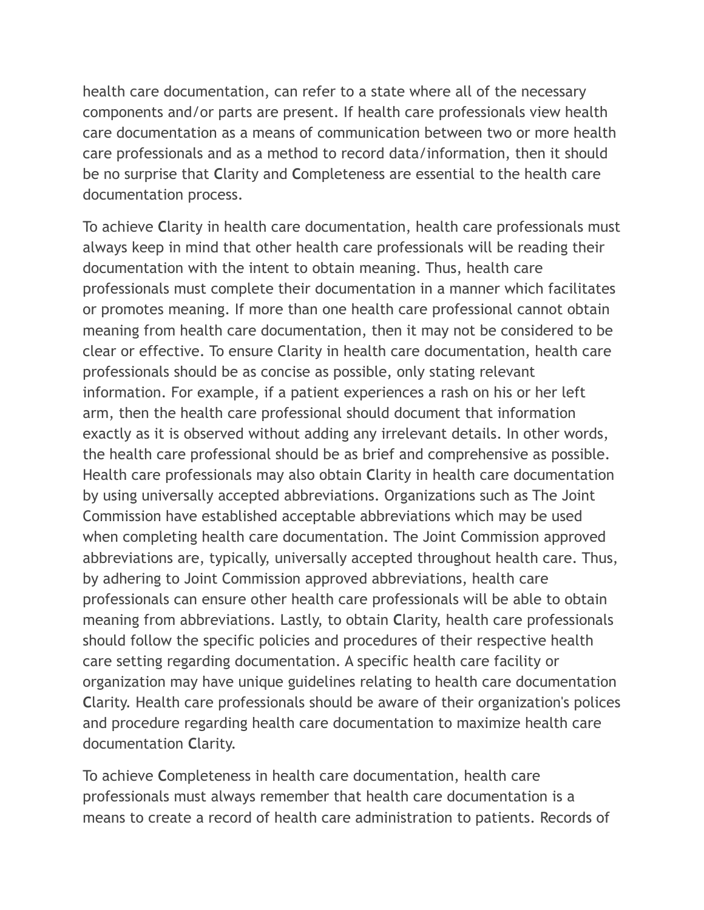health care documentation, can refer to a state where all of the necessary components and/or parts are present. If health care professionals view health care documentation as a means of communication between two or more health care professionals and as a method to record data/information, then it should be no surprise that **C**larity and **C**ompleteness are essential to the health care documentation process.

To achieve **C**larity in health care documentation, health care professionals must always keep in mind that other health care professionals will be reading their documentation with the intent to obtain meaning. Thus, health care professionals must complete their documentation in a manner which facilitates or promotes meaning. If more than one health care professional cannot obtain meaning from health care documentation, then it may not be considered to be clear or effective. To ensure Clarity in health care documentation, health care professionals should be as concise as possible, only stating relevant information. For example, if a patient experiences a rash on his or her left arm, then the health care professional should document that information exactly as it is observed without adding any irrelevant details. In other words, the health care professional should be as brief and comprehensive as possible. Health care professionals may also obtain **C**larity in health care documentation by using universally accepted abbreviations. Organizations such as The Joint Commission have established acceptable abbreviations which may be used when completing health care documentation. The Joint Commission approved abbreviations are, typically, universally accepted throughout health care. Thus, by adhering to Joint Commission approved abbreviations, health care professionals can ensure other health care professionals will be able to obtain meaning from abbreviations. Lastly, to obtain **C**larity, health care professionals should follow the specific policies and procedures of their respective health care setting regarding documentation. A specific health care facility or organization may have unique guidelines relating to health care documentation **C**larity. Health care professionals should be aware of their organization's polices and procedure regarding health care documentation to maximize health care documentation **C**larity.

To achieve **C**ompleteness in health care documentation, health care professionals must always remember that health care documentation is a means to create a record of health care administration to patients. Records of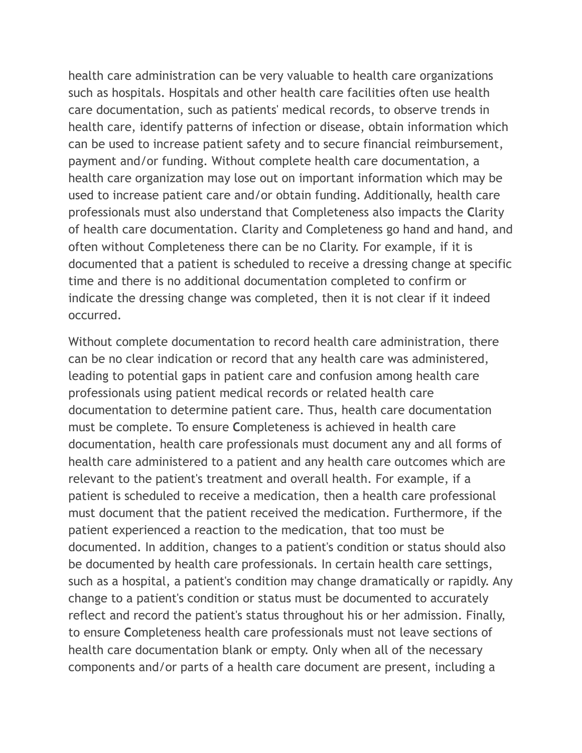health care administration can be very valuable to health care organizations such as hospitals. Hospitals and other health care facilities often use health care documentation, such as patients' medical records, to observe trends in health care, identify patterns of infection or disease, obtain information which can be used to increase patient safety and to secure financial reimbursement, payment and/or funding. Without complete health care documentation, a health care organization may lose out on important information which may be used to increase patient care and/or obtain funding. Additionally, health care professionals must also understand that Completeness also impacts the **C**larity of health care documentation. Clarity and Completeness go hand and hand, and often without Completeness there can be no Clarity. For example, if it is documented that a patient is scheduled to receive a dressing change at specific time and there is no additional documentation completed to confirm or indicate the dressing change was completed, then it is not clear if it indeed occurred.

Without complete documentation to record health care administration, there can be no clear indication or record that any health care was administered, leading to potential gaps in patient care and confusion among health care professionals using patient medical records or related health care documentation to determine patient care. Thus, health care documentation must be complete. To ensure **C**ompleteness is achieved in health care documentation, health care professionals must document any and all forms of health care administered to a patient and any health care outcomes which are relevant to the patient's treatment and overall health. For example, if a patient is scheduled to receive a medication, then a health care professional must document that the patient received the medication. Furthermore, if the patient experienced a reaction to the medication, that too must be documented. In addition, changes to a patient's condition or status should also be documented by health care professionals. In certain health care settings, such as a hospital, a patient's condition may change dramatically or rapidly. Any change to a patient's condition or status must be documented to accurately reflect and record the patient's status throughout his or her admission. Finally, to ensure **C**ompleteness health care professionals must not leave sections of health care documentation blank or empty. Only when all of the necessary components and/or parts of a health care document are present, including a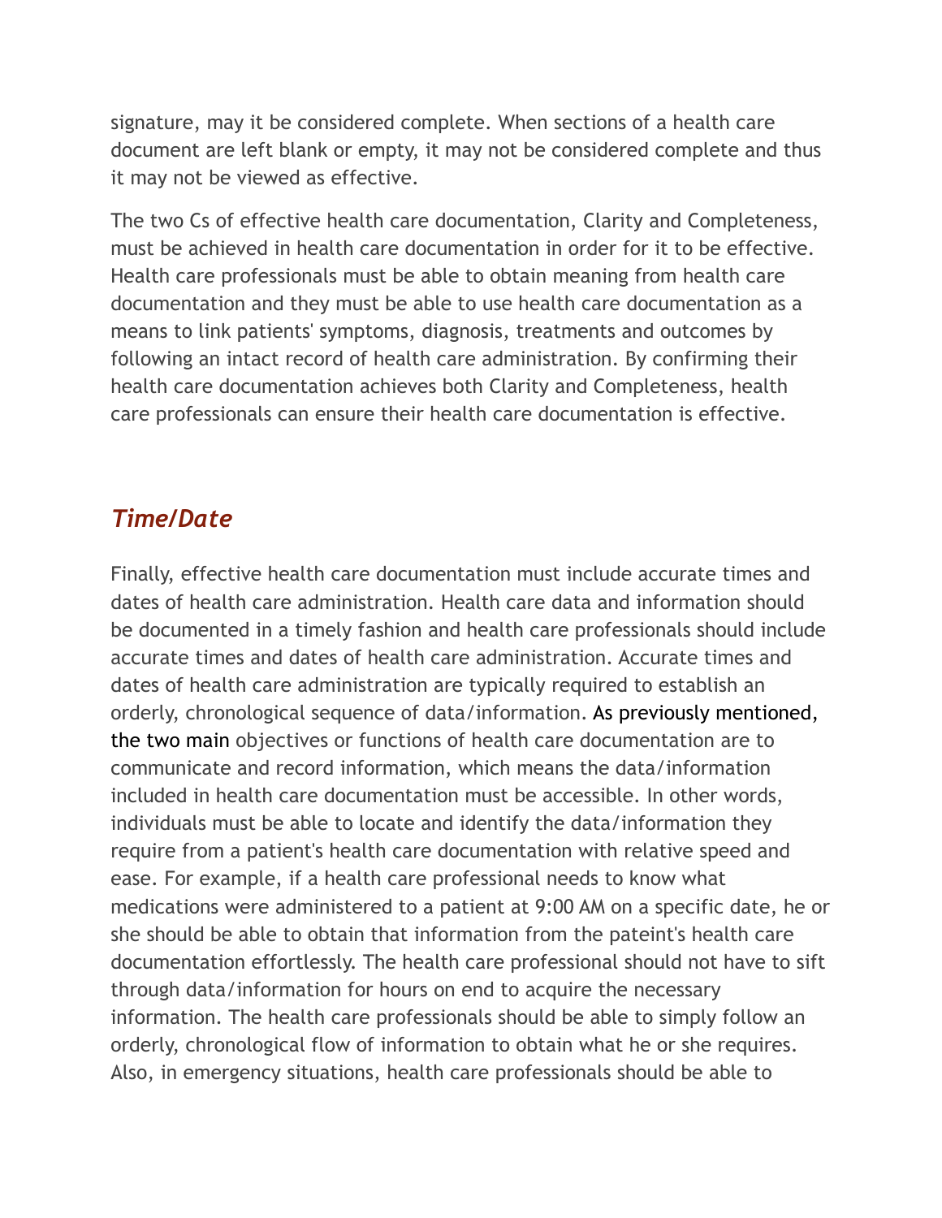signature, may it be considered complete. When sections of a health care document are left blank or empty, it may not be considered complete and thus it may not be viewed as effective.

The two Cs of effective health care documentation, Clarity and Completeness, must be achieved in health care documentation in order for it to be effective. Health care professionals must be able to obtain meaning from health care documentation and they must be able to use health care documentation as a means to link patients' symptoms, diagnosis, treatments and outcomes by following an intact record of health care administration. By confirming their health care documentation achieves both Clarity and Completeness, health care professionals can ensure their health care documentation is effective.

## *Time/Date*

Finally, effective health care documentation must include accurate times and dates of health care administration. Health care data and information should be documented in a timely fashion and health care professionals should include accurate times and dates of health care administration. Accurate times and dates of health care administration are typically required to establish an orderly, chronological sequence of data/information. As previously mentioned, the two main objectives or functions of health care documentation are to communicate and record information, which means the data/information included in health care documentation must be accessible. In other words, individuals must be able to locate and identify the data/information they require from a patient's health care documentation with relative speed and ease. For example, if a health care professional needs to know what medications were administered to a patient at 9:00 AM on a specific date, he or she should be able to obtain that information from the pateint's health care documentation effortlessly. The health care professional should not have to sift through data/information for hours on end to acquire the necessary information. The health care professionals should be able to simply follow an orderly, chronological flow of information to obtain what he or she requires. Also, in emergency situations, health care professionals should be able to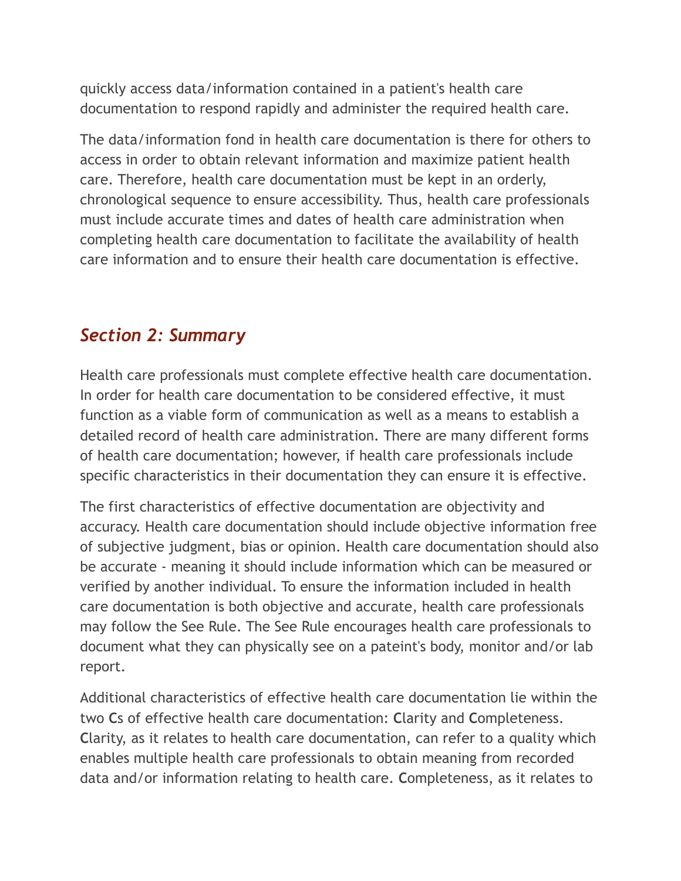quickly access data/information contained in a patient's health care documentation to respond rapidly and administer the required health care.

The data/information fond in health care documentation is there for others to access in order to obtain relevant information and maximize patient health care. Therefore, health care documentation must be kept in an orderly, chronological sequence to ensure accessibility. Thus, health care professionals must include accurate times and dates of health care administration when completing health care documentation to facilitate the availability of health care information and to ensure their health care documentation is effective.

## *Section 2: Summary*

Health care professionals must complete effective health care documentation. In order for health care documentation to be considered effective, it must function as a viable form of communication as well as a means to establish a detailed record of health care administration. There are many different forms of health care documentation; however, if health care professionals include specific characteristics in their documentation they can ensure it is effective.

The first characteristics of effective documentation are objectivity and accuracy. Health care documentation should include objective information free of subjective judgment, bias or opinion. Health care documentation should also be accurate - meaning it should include information which can be measured or verified by another individual. To ensure the information included in health care documentation is both objective and accurate, health care professionals may follow the See Rule. The See Rule encourages health care professionals to document what they can physically see on a pateint's body, monitor and/or lab report.

Additional characteristics of effective health care documentation lie within the two **C**s of effective health care documentation: **C**larity and **C**ompleteness. **C**larity, as it relates to health care documentation, can refer to a quality which enables multiple health care professionals to obtain meaning from recorded data and/or information relating to health care. **C**ompleteness, as it relates to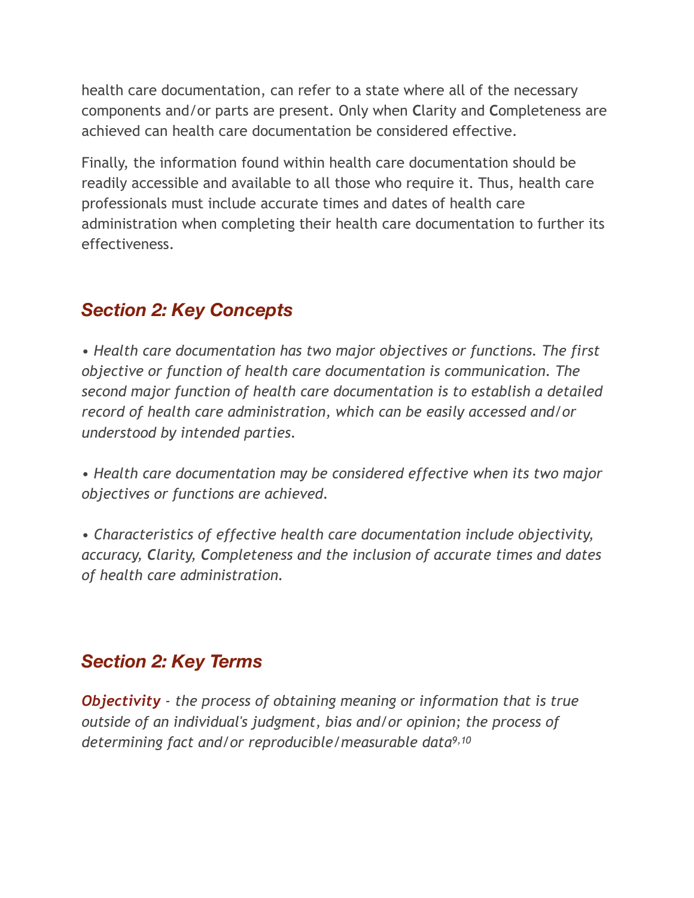health care documentation, can refer to a state where all of the necessary components and/or parts are present. Only when **C**larity and **C**ompleteness are achieved can health care documentation be considered effective.

Finally, the information found within health care documentation should be readily accessible and available to all those who require it. Thus, health care professionals must include accurate times and dates of health care administration when completing their health care documentation to further its effectiveness.

## *Section 2: Key Concepts*

*• Health care documentation has two major objectives or functions. The first objective or function of health care documentation is communication. The second major function of health care documentation is to establish a detailed record of health care administration, which can be easily accessed and/or understood by intended parties.*

*• Health care documentation may be considered effective when its two major objectives or functions are achieved.*

*• Characteristics of effective health care documentation include objectivity, accuracy, **C**larity, **C**ompleteness and the inclusion of accurate times and dates of health care administration.*

## *Section 2: Key Terms*

***Objectivity*** *- the process of obtaining meaning or information that is true outside of an individual's judgment, bias and/or opinion; the process of determining fact and/or reproducible/measurable data*[9,10]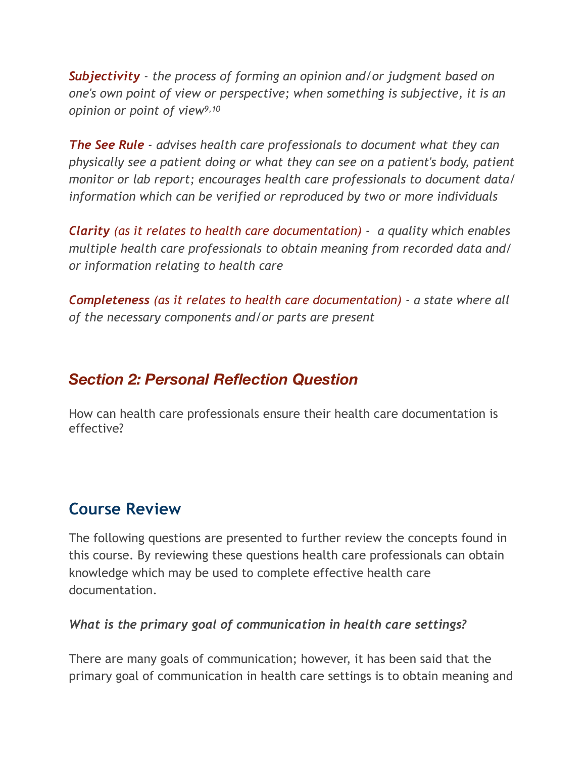***Subjectivity** - the process of forming an opinion and/or judgment based on one's own point of view or perspective; when something is subjective, it is an opinion or point of view*[9,10]

***The See Rule** - advises health care professionals to document what they can physically see a patient doing or what they can see on a patient's body, patient monitor or lab report; encourages health care professionals to document data/information which can be verified or reproduced by two or more individuals*

***Clarity** (as it relates to health care documentation) - a quality which enables multiple health care professionals to obtain meaning from recorded data and/or information relating to health care*

***Completeness** (as it relates to health care documentation) - a state where all of the necessary components and/or parts are present*

## *Section 2: Personal Reflection Question*

How can health care professionals ensure their health care documentation is effective?

## Course Review

The following questions are presented to further review the concepts found in this course. By reviewing these questions health care professionals can obtain knowledge which may be used to complete effective health care documentation.

***What is the primary goal of communication in health care settings?***

There are many goals of communication; however, it has been said that the primary goal of communication in health care settings is to obtain meaning and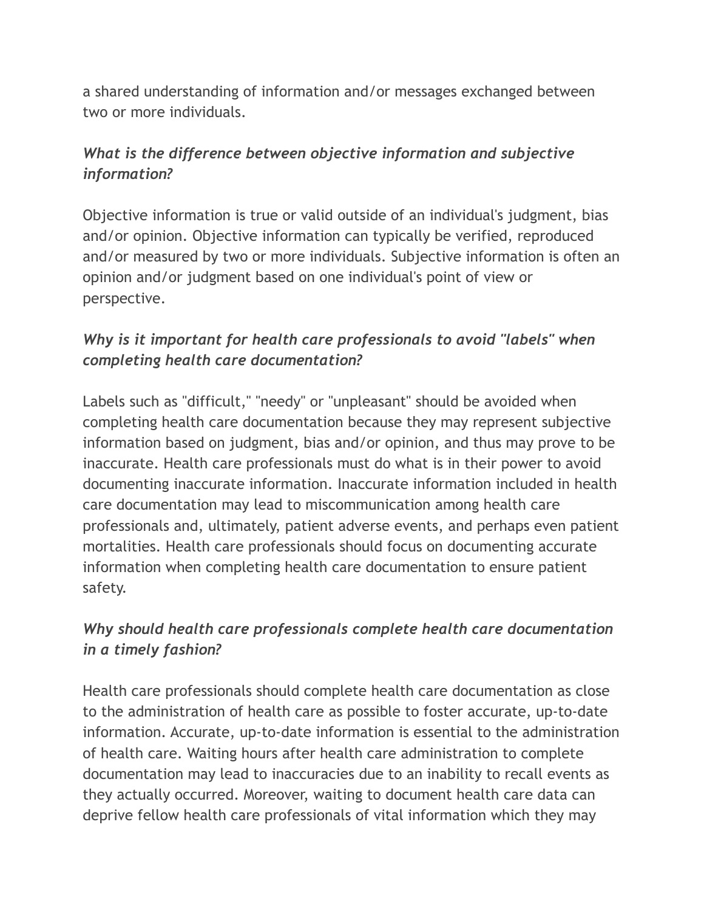a shared understanding of information and/or messages exchanged between two or more individuals.

*What is the difference between objective information and subjective information?*

Objective information is true or valid outside of an individual's judgment, bias and/or opinion. Objective information can typically be verified, reproduced and/or measured by two or more individuals. Subjective information is often an opinion and/or judgment based on one individual's point of view or perspective.

*Why is it important for health care professionals to avoid "labels" when completing health care documentation?*

Labels such as "difficult," "needy" or "unpleasant" should be avoided when completing health care documentation because they may represent subjective information based on judgment, bias and/or opinion, and thus may prove to be inaccurate. Health care professionals must do what is in their power to avoid documenting inaccurate information. Inaccurate information included in health care documentation may lead to miscommunication among health care professionals and, ultimately, patient adverse events, and perhaps even patient mortalities. Health care professionals should focus on documenting accurate information when completing health care documentation to ensure patient safety.

*Why should health care professionals complete health care documentation in a timely fashion?*

Health care professionals should complete health care documentation as close to the administration of health care as possible to foster accurate, up-to-date information. Accurate, up-to-date information is essential to the administration of health care. Waiting hours after health care administration to complete documentation may lead to inaccuracies due to an inability to recall events as they actually occurred. Moreover, waiting to document health care data can deprive fellow health care professionals of vital information which they may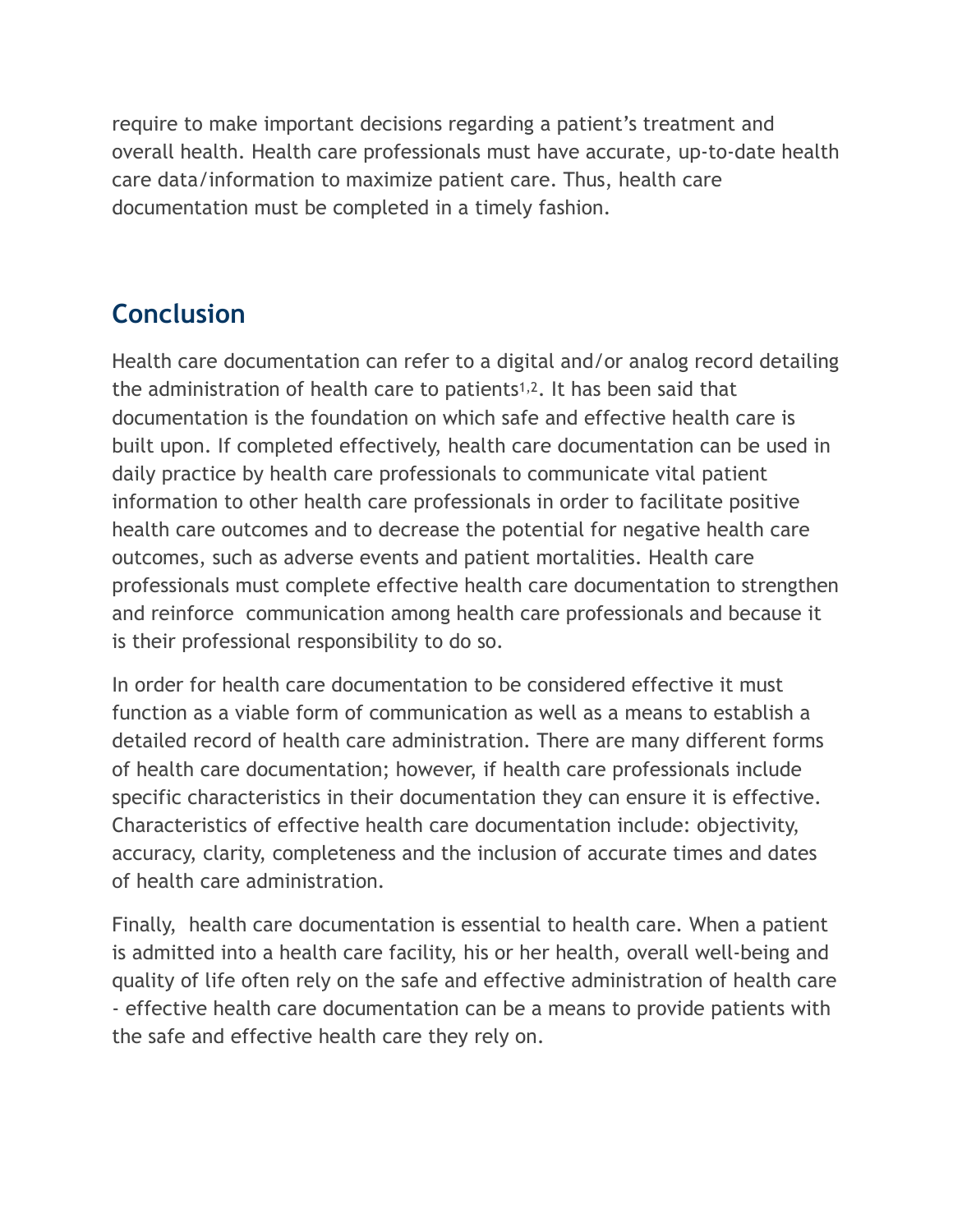require to make important decisions regarding a patient's treatment and overall health. Health care professionals must have accurate, up-to-date health care data/information to maximize patient care. Thus, health care documentation must be completed in a timely fashion.

## Conclusion

Health care documentation can refer to a digital and/or analog record detailing the administration of health care to patients[1,2]. It has been said that documentation is the foundation on which safe and effective health care is built upon. If completed effectively, health care documentation can be used in daily practice by health care professionals to communicate vital patient information to other health care professionals in order to facilitate positive health care outcomes and to decrease the potential for negative health care outcomes, such as adverse events and patient mortalities. Health care professionals must complete effective health care documentation to strengthen and reinforce communication among health care professionals and because it is their professional responsibility to do so.

In order for health care documentation to be considered effective it must function as a viable form of communication as well as a means to establish a detailed record of health care administration. There are many different forms of health care documentation; however, if health care professionals include specific characteristics in their documentation they can ensure it is effective. Characteristics of effective health care documentation include: objectivity, accuracy, clarity, completeness and the inclusion of accurate times and dates of health care administration.

Finally, health care documentation is essential to health care. When a patient is admitted into a health care facility, his or her health, overall well-being and quality of life often rely on the safe and effective administration of health care - effective health care documentation can be a means to provide patients with the safe and effective health care they rely on.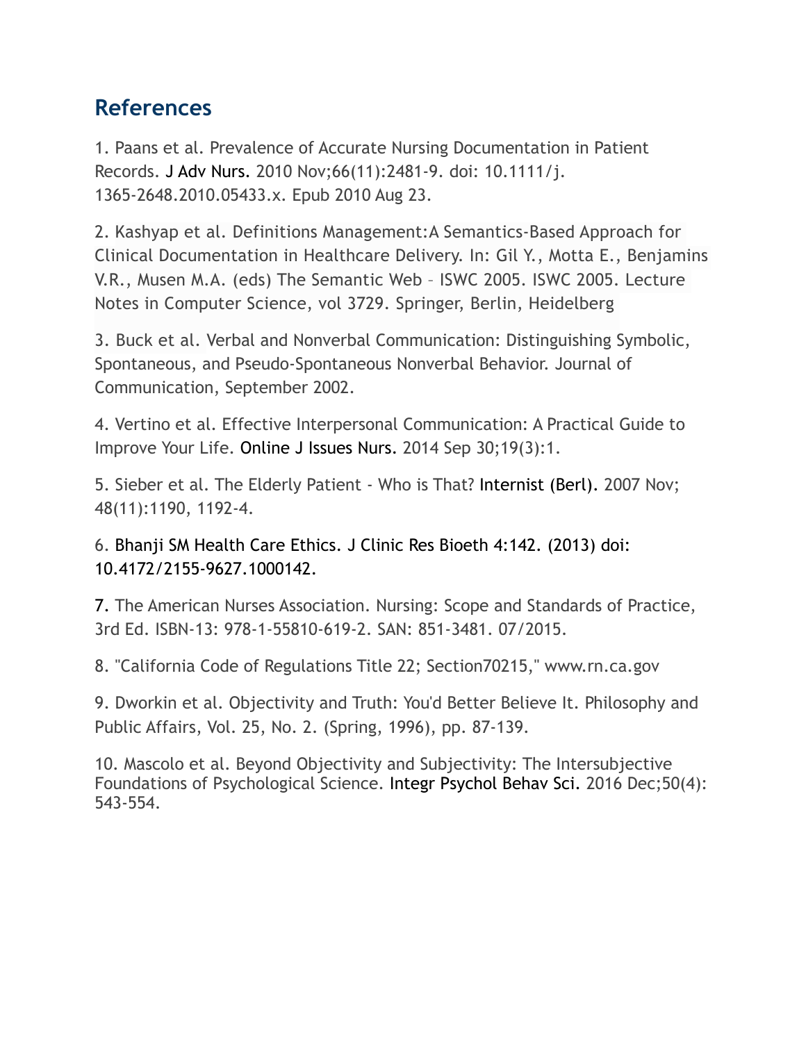## References

1. Paans et al. Prevalence of Accurate Nursing Documentation in Patient Records. J Adv Nurs. 2010 Nov;66(11):2481-9. doi: 10.1111/j.1365-2648.2010.05433.x. Epub 2010 Aug 23.

2. Kashyap et al. Definitions Management:A Semantics-Based Approach for Clinical Documentation in Healthcare Delivery. In: Gil Y., Motta E., Benjamins V.R., Musen M.A. (eds) The Semantic Web – ISWC 2005. ISWC 2005. Lecture Notes in Computer Science, vol 3729. Springer, Berlin, Heidelberg

3. Buck et al. Verbal and Nonverbal Communication: Distinguishing Symbolic, Spontaneous, and Pseudo-Spontaneous Nonverbal Behavior. Journal of Communication, September 2002.

4. Vertino et al. Effective Interpersonal Communication: A Practical Guide to Improve Your Life. Online J Issues Nurs. 2014 Sep 30;19(3):1.

5. Sieber et al. The Elderly Patient - Who is That? Internist (Berl). 2007 Nov; 48(11):1190, 1192-4.

6. Bhanji SM Health Care Ethics. J Clinic Res Bioeth 4:142. (2013) doi: 10.4172/2155-9627.1000142.

7. The American Nurses Association. Nursing: Scope and Standards of Practice, 3rd Ed. ISBN-13: 978-1-55810-619-2. SAN: 851-3481. 07/2015.

8. "California Code of Regulations Title 22; Section70215," www.rn.ca.gov

9. Dworkin et al. Objectivity and Truth: You'd Better Believe It. Philosophy and Public Affairs, Vol. 25, No. 2. (Spring, 1996), pp. 87-139.

10. Mascolo et al. Beyond Objectivity and Subjectivity: The Intersubjective Foundations of Psychological Science. Integr Psychol Behav Sci. 2016 Dec;50(4): 543-554.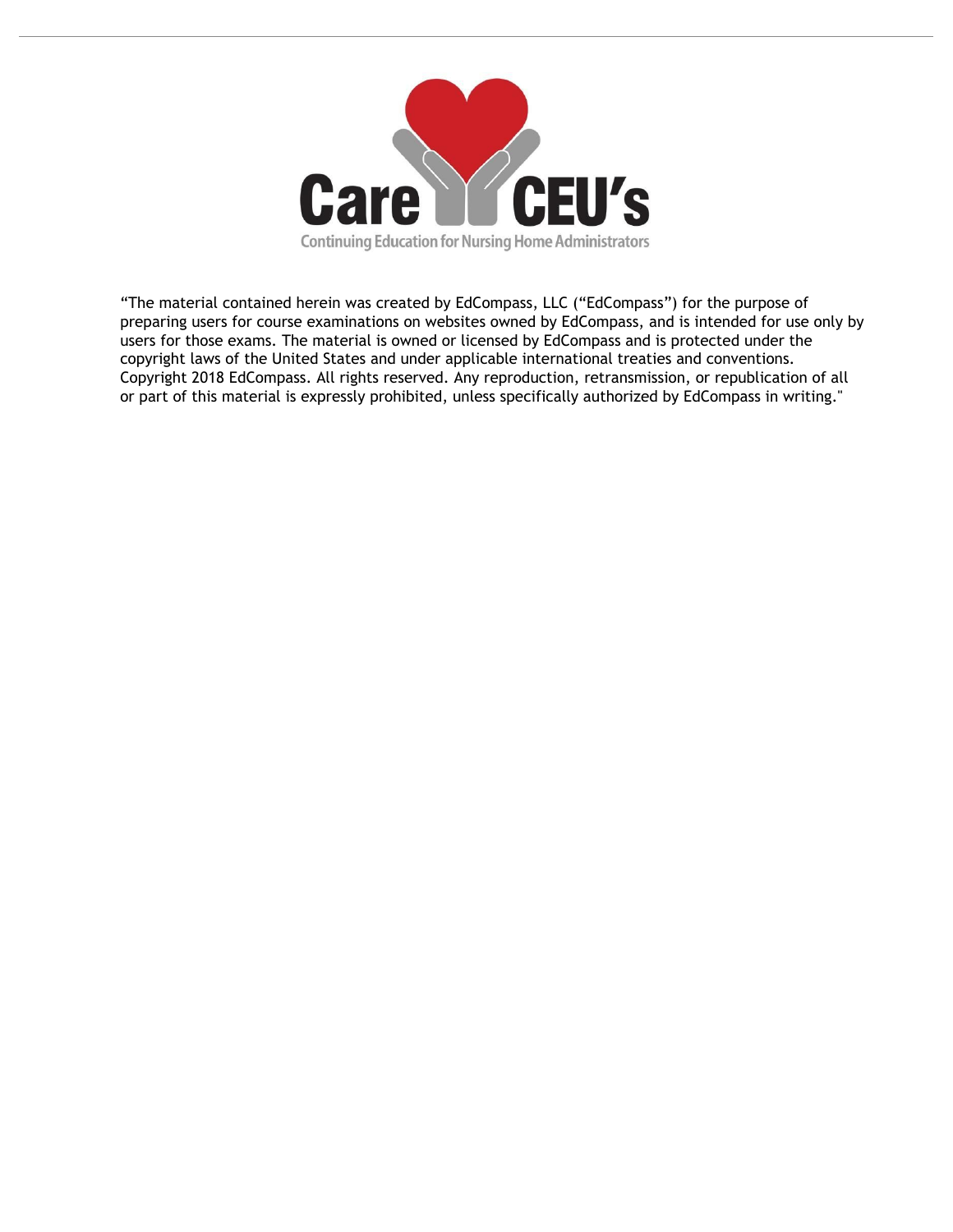Care CEU's

Continuing Education for Nursing Home Administrators

“The material contained herein was created by EdCompass, LLC (“EdCompass”) for the purpose of preparing users for course examinations on websites owned by EdCompass, and is intended for use only by users for those exams. The material is owned or licensed by EdCompass and is protected under the copyright laws of the United States and under applicable international treaties and conventions. Copyright 2018 EdCompass. All rights reserved. Any reproduction, retransmission, or republication of all or part of this material is expressly prohibited, unless specifically authorized by EdCompass in writing."